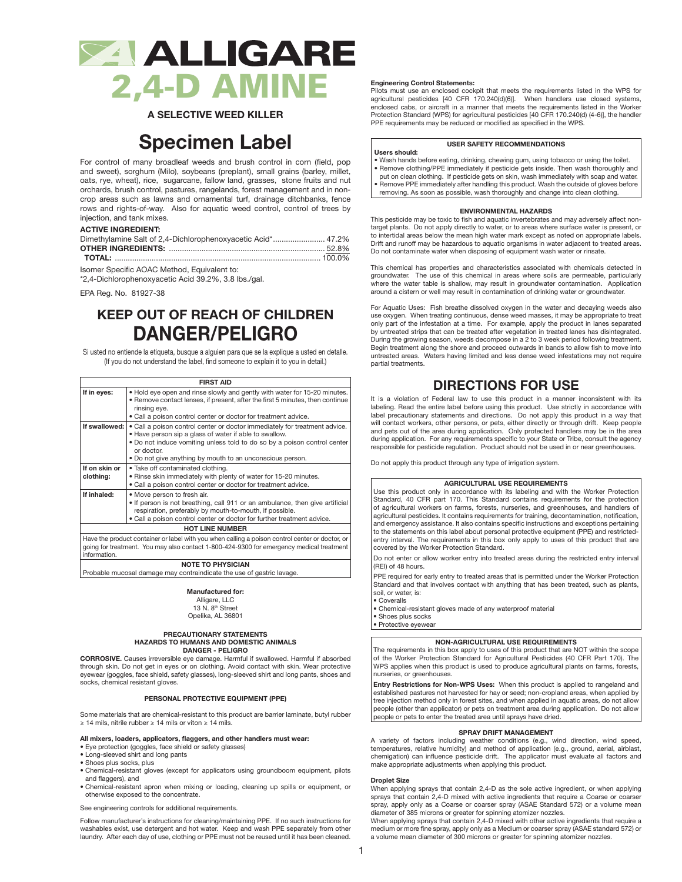# ALLIGARE 2,4-D AMINE

**A SELECTIVE WEED KILLER**

# Specimen Label

For control of many broadleaf weeds and brush control in corn (field, pop and sweet), sorghum (Milo), soybeans (preplant), small grains (barley, millet, oats, rye, wheat), rice, sugarcane, fallow land, grasses, stone fruits and nut orchards, brush control, pastures, rangelands, forest management and in non-crop areas such as lawns and ornamental turf, drainage ditchbanks, fence rows and rights-of-way. Also for aquatic weed control, control of trees by injection, and tank mixes.

**ACTIVE INGREDIENT:**

| | |
|---|---|
| Dimethylamine Salt of 2,4-Dichlorophenoxyacetic Acid* | 47.2% |
| **OTHER INGREDIENTS:** | 52.8% |
| **TOTAL:** | 100.0% |

Isomer Specific AOAC Method, Equivalent to:
*2,4-Dichlorophenoxyacetic Acid 39.2%, 3.8 lbs./gal.

EPA Reg. No. 81927-38

## KEEP OUT OF REACH OF CHILDREN
## DANGER/PELIGRO

Si usted no entiende la etiqueta, busque a alguien para que se la explique a usted en detalle.
(If you do not understand the label, find someone to explain it to you in detail.)

| FIRST AID | |
|---|---|
| **If in eyes:** | • Hold eye open and rinse slowly and gently with water for 15-20 minutes.<br>• Remove contact lenses, if present, after the first 5 minutes, then continue rinsing eye.<br>• Call a poison control center or doctor for treatment advice. |
| **If swallowed:** | • Call a poison control center or doctor immediately for treatment advice.<br>• Have person sip a glass of water if able to swallow.<br>• Do not induce vomiting unless told to do so by a poison control center or doctor.<br>• Do not give anything by mouth to an unconscious person. |
| **If on skin or clothing:** | • Take off contaminated clothing.<br>• Rinse skin immediately with plenty of water for 15-20 minutes.<br>• Call a poison control center or doctor for treatment advice. |
| **If inhaled:** | • Move person to fresh air.<br>• If person is not breathing, call 911 or an ambulance, then give artificial respiration, preferably by mouth-to-mouth, if possible.<br>• Call a poison control center or doctor for further treatment advice. |
| **HOT LINE NUMBER** | |
| Have the product container or label with you when calling a poison control center or doctor, or going for treatment. You may also contact 1-800-424-9300 for emergency medical treatment information. | |
| **NOTE TO PHYSICIAN** | |
| Probable mucosal damage may contraindicate the use of gastric lavage. | |

**Manufactured for:**
Alligare, LLC
13 N. 8th Street
Opelika, AL 36801

### PRECAUTIONARY STATEMENTS
### HAZARDS TO HUMANS AND DOMESTIC ANIMALS
### DANGER - PELIGRO

**CORROSIVE.** Causes irreversible eye damage. Harmful if swallowed. Harmful if absorbed through skin. Do not get in eyes or on clothing. Avoid contact with skin. Wear protective eyewear (goggles, face shield, safety glasses), long-sleeved shirt and long pants, shoes and socks, chemical resistant gloves.

### PERSONAL PROTECTIVE EQUIPMENT (PPE)

Some materials that are chemical-resistant to this product are barrier laminate, butyl rubber ≥ 14 mils, nitrile rubber ≥ 14 mils or viton ≥ 14 mils.

**All mixers, loaders, applicators, flaggers, and other handlers must wear:**
- Eye protection (goggles, face shield or safety glasses)
- Long-sleeved shirt and long pants
- Shoes plus socks, plus
- Chemical-resistant gloves (except for applicators using groundboom equipment, pilots and flaggers), and
- Chemical-resistant apron when mixing or loading, cleaning up spills or equipment, or otherwise exposed to the concentrate.

See engineering controls for additional requirements.

Follow manufacturer's instructions for cleaning/maintaining PPE. If no such instructions for washables exist, use detergent and hot water. Keep and wash PPE separately from other laundry. After each day of use, clothing or PPE must not be reused until it has been cleaned.

**Engineering Control Statements:**
Pilots must use an enclosed cockpit that meets the requirements listed in the WPS for agricultural pesticides [40 CFR 170.240(d)(6)]. When handlers use closed systems, enclosed cabs, or aircraft in a manner that meets the requirements listed in the Worker Protection Standard (WPS) for agricultural pesticides [40 CFR 170.240(d) (4-6)], the handler PPE requirements may be reduced or modified as specified in the WPS.

### USER SAFETY RECOMMENDATIONS

**Users should:**
- Wash hands before eating, drinking, chewing gum, using tobacco or using the toilet.
- Remove clothing/PPE immediately if pesticide gets inside. Then wash thoroughly and put on clean clothing. If pesticide gets on skin, wash immediately with soap and water.
- Remove PPE immediately after handling this product. Wash the outside of gloves before removing. As soon as possible, wash thoroughly and change into clean clothing.

### ENVIRONMENTAL HAZARDS

This pesticide may be toxic to fish and aquatic invertebrates and may adversely affect non-target plants. Do not apply directly to water, or to areas where surface water is present, or to intertidal areas below the mean high water mark except as noted on appropriate labels. Drift and runoff may be hazardous to aquatic organisms in water adjacent to treated areas. Do not contaminate water when disposing of equipment wash water or rinsate.

This chemical has properties and characteristics associated with chemicals detected in groundwater. The use of this chemical in areas where soils are permeable, particularly where the water table is shallow, may result in groundwater contamination. Application around a cistern or well may result in contamination of drinking water or groundwater.

For Aquatic Uses: Fish breathe dissolved oxygen in the water and decaying weeds also use oxygen. When treating continuous, dense weed masses, it may be appropriate to treat only part of the infestation at a time. For example, apply the product in lanes separated by untreated strips that can be treated after vegetation in treated lanes has disintegrated. During the growing season, weeds decompose in a 2 to 3 week period following treatment. Begin treatment along the shore and proceed outwards in bands to allow fish to move into untreated areas. Waters having limited and less dense weed infestations may not require partial treatments.

## DIRECTIONS FOR USE

It is a violation of Federal law to use this product in a manner inconsistent with its labeling. Read the entire label before using this product. Use strictly in accordance with label precautionary statements and directions. Do not apply this product in a way that will contact workers, other persons, or pets, either directly or through drift. Keep people and pets out of the area during application. Only protected handlers may be in the area during application. For any requirements specific to your State or Tribe, consult the agency responsible for pesticide regulation. Product should not be used in or near greenhouses.

Do not apply this product through any type of irrigation system.

### AGRICULTURAL USE REQUIREMENTS

Use this product only in accordance with its labeling and with the Worker Protection Standard, 40 CFR part 170. This Standard contains requirements for the protection of agricultural workers on farms, forests, nurseries, and greenhouses, and handlers of agricultural pesticides. It contains requirements for training, decontamination, notification, and emergency assistance. It also contains specific instructions and exceptions pertaining to the statements on this label about personal protective equipment (PPE) and restricted-entry interval. The requirements in this box only apply to uses of this product that are covered by the Worker Protection Standard.

Do not enter or allow worker entry into treated areas during the restricted entry interval (REI) of 48 hours.

PPE required for early entry to treated areas that is permitted under the Worker Protection Standard and that involves contact with anything that has been treated, such as plants, soil, or water, is:
- Coveralls
- Chemical-resistant gloves made of any waterproof material
- Shoes plus socks
- Protective eyewear

### NON-AGRICULTURAL USE REQUIREMENTS

The requirements in this box apply to uses of this product that are NOT within the scope of the Worker Protection Standard for Agricultural Pesticides (40 CFR Part 170). The WPS applies when this product is used to produce agricultural plants on farms, forests, nurseries, or greenhouses.

**Entry Restrictions for Non-WPS Uses:** When this product is applied to rangeland and established pastures not harvested for hay or seed; non-cropland areas, when applied by tree injection method only in forest sites, and when applied in aquatic areas, do not allow people (other than applicator) or pets on treatment area during application. Do not allow people or pets to enter the treated area until sprays have dried.

### SPRAY DRIFT MANAGEMENT

A variety of factors including weather conditions (e.g., wind direction, wind speed, temperatures, relative humidity) and method of application (e.g., ground, aerial, airblast, chemigation) can influence pesticide drift. The applicator must evaluate all factors and make appropriate adjustments when applying this product.

**Droplet Size**
When applying sprays that contain 2,4-D as the sole active ingredient, or when applying sprays that contain 2,4-D mixed with active ingredients that require a Coarse or coarser spray, apply only as a Coarse or coarser spray (ASAE Standard 572) or a volume mean diameter of 385 microns or greater for spinning atomizer nozzles.
When applying sprays that contain 2,4-D mixed with other active ingredients that require a medium or more fine spray, apply only as a Medium or coarser spray (ASAE standard 572) or a volume mean diameter of 300 microns or greater for spinning atomizer nozzles.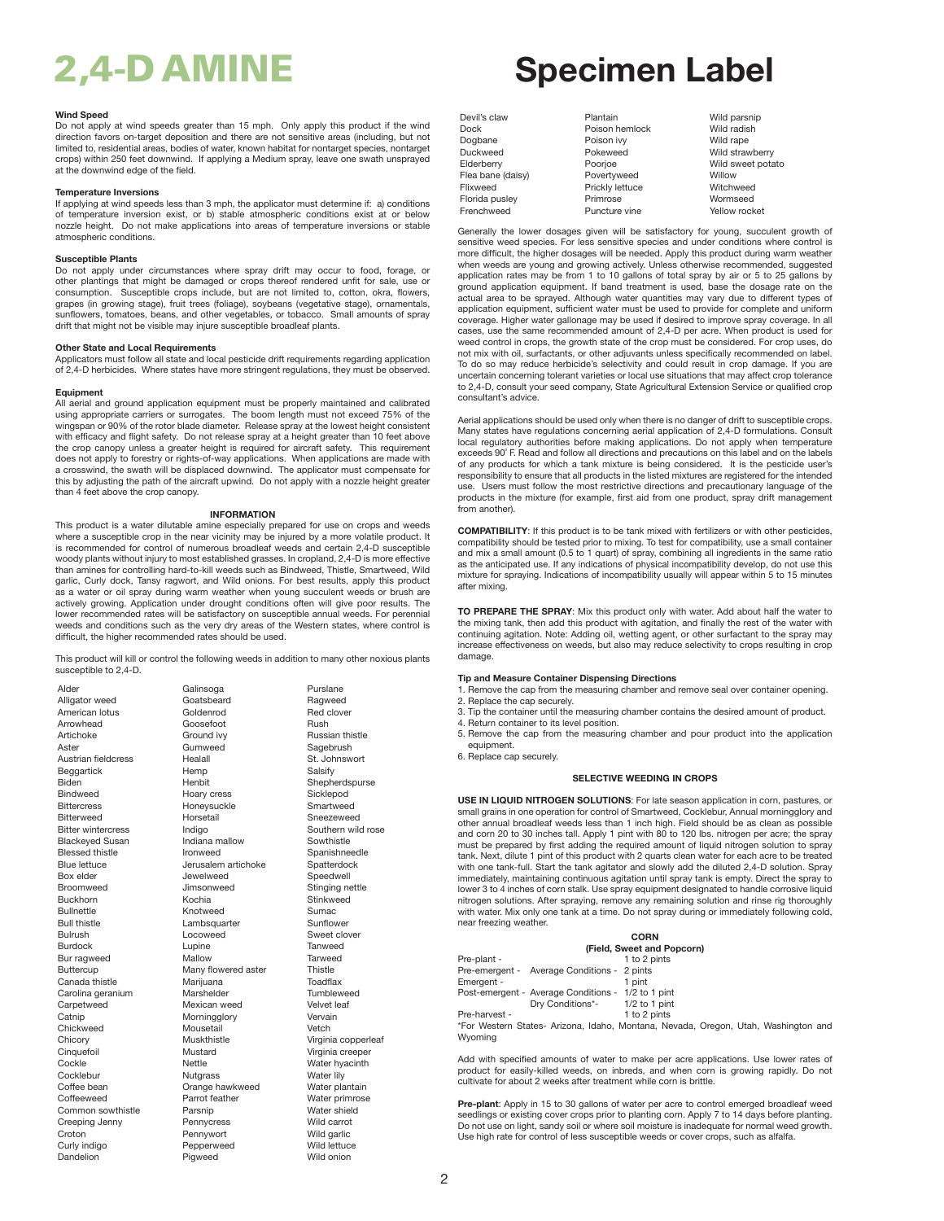# 2,4-D AMINE

# Specimen Label

**Wind Speed**
Do not apply at wind speeds greater than 15 mph. Only apply this product if the wind direction favors on-target deposition and there are not sensitive areas (including, but not limited to, residential areas, bodies of water, known habitat for nontarget species, nontarget crops) within 250 feet downwind. If applying a Medium spray, leave one swath unsprayed at the downwind edge of the field.

**Temperature Inversions**
If applying at wind speeds less than 3 mph, the applicator must determine if: a) conditions of temperature inversion exist, or b) stable atmospheric conditions exist at or below nozzle height. Do not make applications into areas of temperature inversions or stable atmospheric conditions.

**Susceptible Plants**
Do not apply under circumstances where spray drift may occur to food, forage, or other plantings that might be damaged or crops thereof rendered unfit for sale, use or consumption. Susceptible crops include, but are not limited to, cotton, okra, flowers, grapes (in growing stage), fruit trees (foliage), soybeans (vegetative stage), ornamentals, sunflowers, tomatoes, beans, and other vegetables, or tobacco. Small amounts of spray drift that might not be visible may injure susceptible broadleaf plants.

**Other State and Local Requirements**
Applicators must follow all state and local pesticide drift requirements regarding application of 2,4-D herbicides. Where states have more stringent regulations, they must be observed.

**Equipment**
All aerial and ground application equipment must be properly maintained and calibrated using appropriate carriers or surrogates. The boom length must not exceed 75% of the wingspan or 90% of the rotor blade diameter. Release spray at the lowest height consistent with efficacy and flight safety. Do not release spray at a height greater than 10 feet above the crop canopy unless a greater height is required for aircraft safety. This requirement does not apply to forestry or rights-of-way applications. When applications are made with a crosswind, the swath will be displaced downwind. The applicator must compensate for this by adjusting the path of the aircraft upwind. Do not apply with a nozzle height greater than 4 feet above the crop canopy.

## INFORMATION

This product is a water dilutable amine especially prepared for use on crops and weeds where a susceptible crop in the near vicinity may be injured by a more volatile product. It is recommended for control of numerous broadleaf weeds and certain 2,4-D susceptible woody plants without injury to most established grasses. In cropland, 2,4-D is more effective than amines for controlling hard-to-kill weeds such as Bindweed, Thistle, Smartweed, Wild garlic, Curly dock, Tansy ragwort, and Wild onions. For best results, apply this product as a water or oil spray during warm weather when young succulent weeds or brush are actively growing. Application under drought conditions often will give poor results. The lower recommended rates will be satisfactory on susceptible annual weeds. For perennial weeds and conditions such as the very dry areas of the Western states, where control is difficult, the higher recommended rates should be used.

This product will kill or control the following weeds in addition to many other noxious plants susceptible to 2,4-D.

Alder, Alligator weed, American lotus, Arrowhead, Artichoke, Aster, Austrian fieldcress, Beggartick, Biden, Bindweed, Bittercress, Bitterweed, Bitter wintercress, Blackeyed Susan, Blessed thistle, Blue lettuce, Box elder, Broomweed, Buckhorn, Bullnettle, Bull thistle, Bulrush, Burdock, Bur ragweed, Buttercup, Canada thistle, Carolina geranium, Carpetweed, Catnip, Chickweed, Chicory, Cinquefoil, Cockle, Cocklebur, Coffee bean, Coffeeweed, Common sowthistle, Creeping Jenny, Croton, Curly indigo, Dandelion, Galinsoga, Goatsbeard, Goldenrod, Goosefoot, Ground ivy, Gumweed, Healall, Hemp, Henbit, Hoary cress, Honeysuckle, Horsetail, Indigo, Indiana mallow, Ironweed, Jerusalem artichoke, Jewelweed, Jimsonweed, Kochia, Knotweed, Lambsquarter, Locoweed, Lupine, Mallow, Many flowered aster, Marijuana, Marshelder, Mexican weed, Morningglory, Mousetail, Muskthistle, Mustard, Nettle, Nutgrass, Orange hawkweed, Parrot feather, Parsnip, Pennycress, Pennywort, Pepperweed, Pigweed, Purslane, Ragweed, Red clover, Rush, Russian thistle, Sagebrush, St. Johnswort, Salsify, Shepherdspurse, Sicklepod, Smartweed, Sneezeweed, Southern wild rose, Sowthistle, Spanishneedle, Spatterdock, Speedwell, Stinging nettle, Stinkweed, Sumac, Sunflower, Sweet clover, Tanweed, Tarweed, Thistle, Toadflax, Tumbleweed, Velvet leaf, Vervain, Vetch, Virginia copperleaf, Virginia creeper, Water hyacinth, Water lily, Water plantain, Water primrose, Water shield, Wild carrot, Wild garlic, Wild lettuce, Wild onion, Devil's claw, Dock, Dogbane, Duckweed, Elderberry, Flea bane (daisy), Flixweed, Florida pusley, Frenchweed, Plantain, Poison hemlock, Poison ivy, Pokeweed, Poorjoe, Povertyweed, Prickly lettuce, Primrose, Puncture vine, Wild parsnip, Wild radish, Wild rape, Wild strawberry, Wild sweet potato, Willow, Witchweed, Wormseed, Yellow rocket

Generally the lower dosages given will be satisfactory for young, succulent growth of sensitive weed species. For less sensitive species and under conditions where control is more difficult, the higher dosages will be needed. Apply this product during warm weather when weeds are young and growing actively. Unless otherwise recommended, suggested application rates may be from 1 to 10 gallons of total spray by air or 5 to 25 gallons by ground application equipment. If band treatment is used, base the dosage rate on the actual area to be sprayed. Although water quantities may vary due to different types of application equipment, sufficient water must be used to provide for complete and uniform coverage. Higher water gallonage may be used if desired to improve spray coverage. In all cases, use the same recommended amount of 2,4-D per acre. When product is used for weed control in crops, the growth state of the crop must be considered. For crop uses, do not mix with oil, surfactants, or other adjuvants unless specifically recommended on label. To do so may reduce herbicide's selectivity and could result in crop damage. If you are uncertain concerning tolerant varieties or local use situations that may affect crop tolerance to 2,4-D, consult your seed company, State Agricultural Extension Service or qualified crop consultant's advice.

Aerial applications should be used only when there is no danger of drift to susceptible crops. Many states have regulations concerning aerial application of 2,4-D formulations. Consult local regulatory authorities before making applications. Do not apply when temperature exceeds 90° F. Read and follow all directions and precautions on this label and on the labels of any products for which a tank mixture is being considered. It is the pesticide user's responsibility to ensure that all products in the listed mixtures are registered for the intended use. Users must follow the most restrictive directions and precautionary language of the products in the mixture (for example, first aid from one product, spray drift management from another).

**COMPATIBILITY**: If this product is to be tank mixed with fertilizers or with other pesticides, compatibility should be tested prior to mixing. To test for compatibility, use a small container and mix a small amount (0.5 to 1 quart) of spray, combining all ingredients in the same ratio as the anticipated use. If any indications of physical incompatibility develop, do not use this mixture for spraying. Indications of incompatibility usually will appear within 5 to 15 minutes after mixing.

**TO PREPARE THE SPRAY**: Mix this product only with water. Add about half the water to the mixing tank, then add this product with agitation, and finally the rest of the water with continuing agitation. Note: Adding oil, wetting agent, or other surfactant to the spray may increase effectiveness on weeds, but also may reduce selectivity to crops resulting in crop damage.

**Tip and Measure Container Dispensing Directions**
1. Remove the cap from the measuring chamber and remove seal over container opening.
2. Replace the cap securely.
3. Tip the container until the measuring chamber contains the desired amount of product.
4. Return container to its level position.
5. Remove the cap from the measuring chamber and pour product into the application equipment.
6. Replace cap securely.

## SELECTIVE WEEDING IN CROPS

**USE IN LIQUID NITROGEN SOLUTIONS**: For late season application in corn, pastures, or small grains in one operation for control of Smartweed, Cocklebur, Annual morningglory and other annual broadleaf weeds less than 1 inch high. Field should be as clean as possible and corn 20 to 30 inches tall. Apply 1 pint with 80 to 120 lbs. nitrogen per acre; the spray must be prepared by first adding the required amount of liquid nitrogen solution to spray tank. Next, dilute 1 pint of this product with 2 quarts clean water for each acre to be treated with one tank-full. Start the tank agitator and slowly add the diluted 2,4-D solution. Spray immediately, maintaining continuous agitation until spray tank is empty. Direct the spray to lower 3 to 4 inches of corn stalk. Use spray equipment designated to handle corrosive liquid nitrogen solutions. After spraying, remove any remaining solution and rinse rig thoroughly with water. Mix only one tank at a time. Do not spray during or immediately following cold, near freezing weather.

### CORN
**(Field, Sweet and Popcorn)**

| | | |
|---|---|---|
| Pre-plant - | | 1 to 2 pints |
| Pre-emergent - | Average Conditions - | 2 pints |
| Emergent - | | 1 pint |
| Post-emergent - | Average Conditions - | 1/2 to 1 pint |
| | Dry Conditions*- | 1/2 to 1 pint |
| Pre-harvest - | | 1 to 2 pints |

*For Western States- Arizona, Idaho, Montana, Nevada, Oregon, Utah, Washington and Wyoming

Add with specified amounts of water to make per acre applications. Use lower rates of product for easily-killed weeds, on inbreds, and when corn is growing rapidly. Do not cultivate for about 2 weeks after treatment while corn is brittle.

**Pre-plant**: Apply in 15 to 30 gallons of water per acre to control emerged broadleaf weed seedlings or existing cover crops prior to planting corn. Apply 7 to 14 days before planting. Do not use on light, sandy soil or where soil moisture is inadequate for normal weed growth. Use high rate for control of less susceptible weeds or cover crops, such as alfalfa.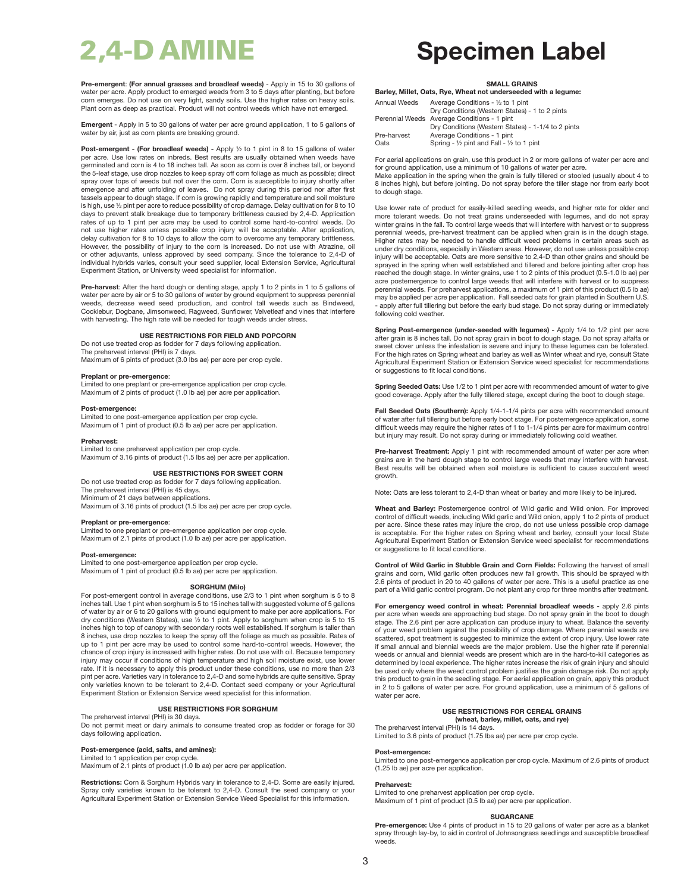# 2,4-D AMINE

# Specimen Label

**Pre-emergent**: **(For annual grasses and broadleaf weeds)** - Apply in 15 to 30 gallons of water per acre. Apply product to emerged weeds from 3 to 5 days after planting, but before corn emerges. Do not use on very light, sandy soils. Use the higher rates on heavy soils. Plant corn as deep as practical. Product will not control weeds which have not emerged.

**Emergent** - Apply in 5 to 30 gallons of water per acre ground application, 1 to 5 gallons of water by air, just as corn plants are breaking ground.

**Post-emergent - (For broadleaf weeds) -** Apply ½ to 1 pint in 8 to 15 gallons of water per acre. Use low rates on inbreds. Best results are usually obtained when weeds have germinated and corn is 4 to 18 inches tall. As soon as corn is over 8 inches tall, or beyond the 5-leaf stage, use drop nozzles to keep spray off corn foliage as much as possible; direct spray over tops of weeds but not over the corn. Corn is susceptible to injury shortly after emergence and after unfolding of leaves. Do not spray during this period nor after first tassels appear to dough stage. If corn is growing rapidly and temperature and soil moisture is high, use ½ pint per acre to reduce possibility of crop damage. Delay cultivation for 8 to 10 days to prevent stalk breakage due to temporary brittleness caused by 2,4-D. Application rates of up to 1 pint per acre may be used to control some hard-to-control weeds. Do not use higher rates unless possible crop injury will be acceptable. After application, delay cultivation for 8 to 10 days to allow the corn to overcome any temporary brittleness. However, the possibility of injury to the corn is increased. Do not use with Atrazine, oil or other adjuvants, unless approved by seed company. Since the tolerance to 2,4-D of individual hybrids varies, consult your seed supplier, local Extension Service, Agricultural Experiment Station, or University weed specialist for information.

**Pre-harvest**: After the hard dough or denting stage, apply 1 to 2 pints in 1 to 5 gallons of water per acre by air or 5 to 30 gallons of water by ground equipment to suppress perennial weeds, decrease weed seed production, and control tall weeds such as Bindweed, Cocklebur, Dogbane, Jimsonweed, Ragweed, Sunflower, Velvetleaf and vines that interfere with harvesting. The high rate will be needed for tough weeds under stress.

### USE RESTRICTIONS FOR FIELD AND POPCORN

Do not use treated crop as fodder for 7 days following application.
The preharvest interval (PHI) is 7 days.
Maximum of 6 pints of product (3.0 lbs ae) per acre per crop cycle.

**Preplant or pre-emergence**:
Limited to one preplant or pre-emergence application per crop cycle.
Maximum of 2 pints of product (1.0 lb ae) per acre per application.

**Post-emergence:**
Limited to one post-emergence application per crop cycle.
Maximum of 1 pint of product (0.5 lb ae) per acre per application.

**Preharvest:**
Limited to one preharvest application per crop cycle.
Maximum of 3.16 pints of product (1.5 lbs ae) per acre per application.

### USE RESTRICTIONS FOR SWEET CORN

Do not use treated crop as fodder for 7 days following application.
The preharvest interval (PHI) is 45 days.
Minimum of 21 days between applications.
Maximum of 3.16 pints of product (1.5 lbs ae) per acre per crop cycle.

**Preplant or pre-emergence**:
Limited to one preplant or pre-emergence application per crop cycle.
Maximum of 2.1 pints of product (1.0 lb ae) per acre per application.

**Post-emergence:**
Limited to one post-emergence application per crop cycle.
Maximum of 1 pint of product (0.5 lb ae) per acre per application.

### SORGHUM (Milo)

For post-emergent control in average conditions, use 2/3 to 1 pint when sorghum is 5 to 8 inches tall. Use 1 pint when sorghum is 5 to 15 inches tall with suggested volume of 5 gallons of water by air or 6 to 20 gallons with ground equipment to make per acre applications. For dry conditions (Western States), use ½ to 1 pint. Apply to sorghum when crop is 5 to 15 inches high to top of canopy with secondary roots well established. If sorghum is taller than 8 inches, use drop nozzles to keep the spray off the foliage as much as possible. Rates of up to 1 pint per acre may be used to control some hard-to-control weeds. However, the chance of crop injury is increased with higher rates. Do not use with oil. Because temporary injury may occur if conditions of high temperature and high soil moisture exist, use lower rate. If it is necessary to apply this product under these conditions, use no more than 2/3 pint per acre. Varieties vary in tolerance to 2,4-D and some hybrids are quite sensitive. Spray only varieties known to be tolerant to 2,4-D. Contact seed company or your Agricultural Experiment Station or Extension Service weed specialist for this information.

### USE RESTRICTIONS FOR SORGHUM

The preharvest interval (PHI) is 30 days.
Do not permit meat or dairy animals to consume treated crop as fodder or forage for 30 days following application.

**Post-emergence (acid, salts, and amines):**
Limited to 1 application per crop cycle.
Maximum of 2.1 pints of product (1.0 lb ae) per acre per application.

**Restrictions:** Corn & Sorghum Hybrids vary in tolerance to 2,4-D. Some are easily injured. Spray only varieties known to be tolerant to 2,4-D. Consult the seed company or your Agricultural Experiment Station or Extension Service Weed Specialist for this information.

### SMALL GRAINS

**Barley, Millet, Oats, Rye, Wheat not underseeded with a legume:**

| | |
|---|---|
| Annual Weeds | Average Conditions - ½ to 1 pint |
| | Dry Conditions (Western States) - 1 to 2 pints |
| Perennial Weeds | Average Conditions - 1 pint |
| | Dry Conditions (Western States) - 1-1/4 to 2 pints |
| Pre-harvest | Average Conditions - 1 pint |
| Oats | Spring - ½ pint and Fall - ½ to 1 pint |

For aerial applications on grain, use this product in 2 or more gallons of water per acre and for ground application, use a minimum of 10 gallons of water per acre.
Make application in the spring when the grain is fully tillered or stooled (usually about 4 to 8 inches high), but before jointing. Do not spray before the tiller stage nor from early boot to dough stage.

Use lower rate of product for easily-killed seedling weeds, and higher rate for older and more tolerant weeds. Do not treat grains underseeded with legumes, and do not spray winter grains in the fall. To control large weeds that will interfere with harvest or to suppress perennial weeds, pre-harvest treatment can be applied when grain is in the dough stage. Higher rates may be needed to handle difficult weed problems in certain areas such as under dry conditions, especially in Western areas. However, do not use unless possible crop injury will be acceptable. Oats are more sensitive to 2,4-D than other grains and should be sprayed in the spring when well established and tillered and before jointing after crop has reached the dough stage. In winter grains, use 1 to 2 pints of this product (0.5-1.0 lb ae) per acre postemergence to control large weeds that will interfere with harvest or to suppress perennial weeds. For preharvest applications, a maximum of 1 pint of this product (0.5 lb ae) may be applied per acre per application. Fall seeded oats for grain planted in Southern U.S. - apply after full tillering but before the early bud stage. Do not spray during or immediately following cold weather.

**Spring Post-emergence (under-seeded with legumes) -** Apply 1/4 to 1/2 pint per acre after grain is 8 inches tall. Do not spray grain in boot to dough stage. Do not spray alfalfa or sweet clover unless the infestation is severe and injury to these legumes can be tolerated. For the high rates on Spring wheat and barley as well as Winter wheat and rye, consult State Agricultural Experiment Station or Extension Service weed specialist for recommendations or suggestions to fit local conditions.

**Spring Seeded Oats:** Use 1/2 to 1 pint per acre with recommended amount of water to give good coverage. Apply after the fully tillered stage, except during the boot to dough stage.

**Fall Seeded Oats (Southern):** Apply 1/4-1-1/4 pints per acre with recommended amount of water after full tillering but before early boot stage. For postemergence application, some difficult weeds may require the higher rates of 1 to 1-1/4 pints per acre for maximum control but injury may result. Do not spray during or immediately following cold weather.

**Pre-harvest Treatment:** Apply 1 pint with recommended amount of water per acre when grains are in the hard dough stage to control large weeds that may interfere with harvest. Best results will be obtained when soil moisture is sufficient to cause succulent weed growth.

Note: Oats are less tolerant to 2,4-D than wheat or barley and more likely to be injured.

**Wheat and Barley:** Postemergence control of Wild garlic and Wild onion. For improved control of difficult weeds, including Wild garlic and Wild onion, apply 1 to 2 pints of product per acre. Since these rates may injure the crop, do not use unless possible crop damage is acceptable. For the higher rates on Spring wheat and barley, consult your local State Agricultural Experiment Station or Extension Service weed specialist for recommendations or suggestions to fit local conditions.

**Control of Wild Garlic in Stubble Grain and Corn Fields:** Following the harvest of small grains and corn, Wild garlic often produces new fall growth. This should be sprayed with 2.6 pints of product in 20 to 40 gallons of water per acre. This is a useful practice as one part of a Wild garlic control program. Do not plant any crop for three months after treatment.

**For emergency weed control in wheat: Perennial broadleaf weeds -** apply 2.6 pints per acre when weeds are approaching bud stage. Do not spray grain in the boot to dough stage. The 2.6 pint per acre application can produce injury to wheat. Balance the severity of your weed problem against the possibility of crop damage. Where perennial weeds are scattered, spot treatment is suggested to minimize the extent of crop injury. Use lower rate if small annual and biennial weeds are the major problem. Use the higher rate if perennial weeds or annual and biennial weeds are present which are in the hard-to-kill categories as determined by local experience. The higher rates increase the risk of grain injury and should be used only where the weed control problem justifies the grain damage risk. Do not apply this product to grain in the seedling stage. For aerial application on grain, apply this product in 2 to 5 gallons of water per acre. For ground application, use a minimum of 5 gallons of water per acre.

### USE RESTRICTIONS FOR CEREAL GRAINS
#### (wheat, barley, millet, oats, and rye)

The preharvest interval (PHI) is 14 days.
Limited to 3.6 pints of product (1.75 lbs ae) per acre per crop cycle.

**Post-emergence:**
Limited to one post-emergence application per crop cycle. Maximum of 2.6 pints of product (1.25 lb ae) per acre per application.

**Preharvest:**
Limited to one preharvest application per crop cycle.
Maximum of 1 pint of product (0.5 lb ae) per acre per application.

### SUGARCANE

**Pre-emergence:** Use 4 pints of product in 15 to 20 gallons of water per acre as a blanket spray through lay-by, to aid in control of Johnsongrass seedlings and susceptible broadleaf weeds.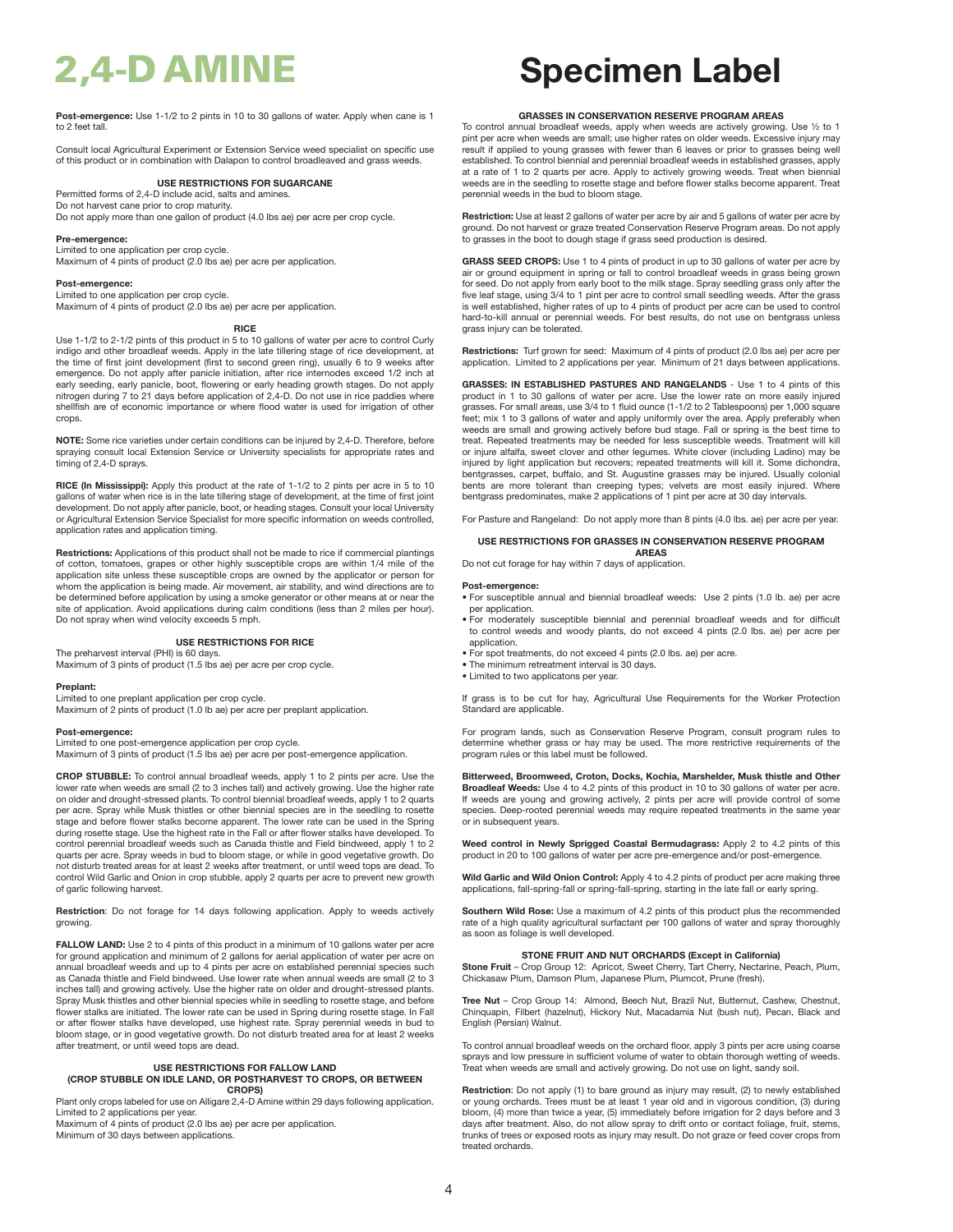# 2,4-D AMINE

# Specimen Label

**Post-emergence:** Use 1-1/2 to 2 pints in 10 to 30 gallons of water. Apply when cane is 1 to 2 feet tall.

Consult local Agricultural Experiment or Extension Service weed specialist on specific use of this product or in combination with Dalapon to control broadleaved and grass weeds.

### USE RESTRICTIONS FOR SUGARCANE

Permitted forms of 2,4-D include acid, salts and amines.
Do not harvest cane prior to crop maturity.
Do not apply more than one gallon of product (4.0 lbs ae) per acre per crop cycle.

**Pre-emergence:**
Limited to one application per crop cycle.
Maximum of 4 pints of product (2.0 lbs ae) per acre per application.

**Post-emergence:**
Limited to one application per crop cycle.
Maximum of 4 pints of product (2.0 lbs ae) per acre per application.

### RICE

Use 1-1/2 to 2-1/2 pints of this product in 5 to 10 gallons of water per acre to control Curly indigo and other broadleaf weeds. Apply in the late tillering stage of rice development, at the time of first joint development (first to second green ring), usually 6 to 9 weeks after emergence. Do not apply after panicle initiation, after rice internodes exceed 1/2 inch at early seeding, early panicle, boot, flowering or early heading growth stages. Do not apply nitrogen during 7 to 21 days before application of 2,4-D. Do not use in rice paddies where shellfish are of economic importance or where flood water is used for irrigation of other crops.

**NOTE:** Some rice varieties under certain conditions can be injured by 2,4-D. Therefore, before spraying consult local Extension Service or University specialists for appropriate rates and timing of 2,4-D sprays.

**RICE (In Mississippi):** Apply this product at the rate of 1-1/2 to 2 pints per acre in 5 to 10 gallons of water when rice is in the late tillering stage of development, at the time of first joint development. Do not apply after panicle, boot, or heading stages. Consult your local University or Agricultural Extension Service Specialist for more specific information on weeds controlled, application rates and application timing.

**Restrictions:** Applications of this product shall not be made to rice if commercial plantings of cotton, tomatoes, grapes or other highly susceptible crops are within 1/4 mile of the application site unless these susceptible crops are owned by the applicator or person for whom the application is being made. Air movement, air stability, and wind directions are to be determined before application by using a smoke generator or other means at or near the site of application. Avoid applications during calm conditions (less than 2 miles per hour). Do not spray when wind velocity exceeds 5 mph.

### USE RESTRICTIONS FOR RICE

The preharvest interval (PHI) is 60 days.
Maximum of 3 pints of product (1.5 lbs ae) per acre per crop cycle.

**Preplant:**
Limited to one preplant application per crop cycle.
Maximum of 2 pints of product (1.0 lb ae) per acre per preplant application.

**Post-emergence:**
Limited to one post-emergence application per crop cycle.
Maximum of 3 pints of product (1.5 lbs ae) per acre per post-emergence application.

**CROP STUBBLE:** To control annual broadleaf weeds, apply 1 to 2 pints per acre. Use the lower rate when weeds are small (2 to 3 inches tall) and actively growing. Use the higher rate on older and drought-stressed plants. To control biennial broadleaf weeds, apply 1 to 2 quarts per acre. Spray while Musk thistles or other biennial species are in the seedling to rosette stage and before flower stalks become apparent. The lower rate can be used in the Spring during rosette stage. Use the highest rate in the Fall or after flower stalks have developed. To control perennial broadleaf weeds such as Canada thistle and Field bindweed, apply 1 to 2 quarts per acre. Spray weeds in bud to bloom stage, or while in good vegetative growth. Do not disturb treated areas for at least 2 weeks after treatment, or until weed tops are dead. To control Wild Garlic and Onion in crop stubble, apply 2 quarts per acre to prevent new growth of garlic following harvest.

**Restriction**: Do not forage for 14 days following application. Apply to weeds actively growing.

**FALLOW LAND:** Use 2 to 4 pints of this product in a minimum of 10 gallons water per acre for ground application and minimum of 2 gallons for aerial application of water per acre on annual broadleaf weeds and up to 4 pints per acre on established perennial species such as Canada thistle and Field bindweed. Use lower rate when annual weeds are small (2 to 3 inches tall) and growing actively. Use the higher rate on older and drought-stressed plants. Spray Musk thistles and other biennial species while in seedling to rosette stage, and before flower stalks are initiated. The lower rate can be used in Spring during rosette stage. In Fall or after flower stalks have developed, use highest rate. Spray perennial weeds in bud to bloom stage, or in good vegetative growth. Do not disturb treated area for at least 2 weeks after treatment, or until weed tops are dead.

### USE RESTRICTIONS FOR FALLOW LAND (CROP STUBBLE ON IDLE LAND, OR POSTHARVEST TO CROPS, OR BETWEEN CROPS)

Plant only crops labeled for use on Alligare 2,4-D Amine within 29 days following application.
Limited to 2 applications per year.
Maximum of 4 pints of product (2.0 lbs ae) per acre per application.
Minimum of 30 days between applications.

### GRASSES IN CONSERVATION RESERVE PROGRAM AREAS

To control annual broadleaf weeds, apply when weeds are actively growing. Use ½ to 1 pint per acre when weeds are small; use higher rates on older weeds. Excessive injury may result if applied to young grasses with fewer than 6 leaves or prior to grasses being well established. To control biennial and perennial broadleaf weeds in established grasses, apply at a rate of 1 to 2 quarts per acre. Apply to actively growing weeds. Treat when biennial weeds are in the seedling to rosette stage and before flower stalks become apparent. Treat perennial weeds in the bud to bloom stage.

**Restriction:** Use at least 2 gallons of water per acre by air and 5 gallons of water per acre by ground. Do not harvest or graze treated Conservation Reserve Program areas. Do not apply to grasses in the boot to dough stage if grass seed production is desired.

**GRASS SEED CROPS:** Use 1 to 4 pints of product in up to 30 gallons of water per acre by air or ground equipment in spring or fall to control broadleaf weeds in grass being grown for seed. Do not apply from early boot to the milk stage. Spray seedling grass only after the five leaf stage, using 3/4 to 1 pint per acre to control small seedling weeds. After the grass is well established, higher rates of up to 4 pints of product per acre can be used to control hard-to-kill annual or perennial weeds. For best results, do not use on bentgrass unless grass injury can be tolerated.

**Restrictions:** Turf grown for seed: Maximum of 4 pints of product (2.0 lbs ae) per acre per application. Limited to 2 applications per year. Minimum of 21 days between applications.

**GRASSES: IN ESTABLISHED PASTURES AND RANGELANDS** - Use 1 to 4 pints of this product in 1 to 30 gallons of water per acre. Use the lower rate on more easily injured grasses. For small areas, use 3/4 to 1 fluid ounce (1-1/2 to 2 Tablespoons) per 1,000 square feet; mix 1 to 3 gallons of water and apply uniformly over the area. Apply preferably when weeds are small and growing actively before bud stage. Fall or spring is the best time to treat. Repeated treatments may be needed for less susceptible weeds. Treatment will kill or injure alfalfa, sweet clover and other legumes. White clover (including Ladino) may be injured by light application but recovers; repeated treatments will kill it. Some dichondra, bentgrasses, carpet, buffalo, and St. Augustine grasses may be injured. Usually colonial bents are more tolerant than creeping types; velvets are most easily injured. Where bentgrass predominates, make 2 applications of 1 pint per acre at 30 day intervals.

For Pasture and Rangeland: Do not apply more than 8 pints (4.0 lbs. ae) per acre per year.

### USE RESTRICTIONS FOR GRASSES IN CONSERVATION RESERVE PROGRAM AREAS

Do not cut forage for hay within 7 days of application.

**Post-emergence:**

- For susceptible annual and biennial broadleaf weeds: Use 2 pints (1.0 lb. ae) per acre per application.
- For moderately susceptible biennial and perennial broadleaf weeds and for difficult to control weeds and woody plants, do not exceed 4 pints (2.0 lbs. ae) per acre per application.
- For spot treatments, do not exceed 4 pints (2.0 lbs. ae) per acre.
- The minimum retreatment interval is 30 days.
- Limited to two applicatons per year.

If grass is to be cut for hay, Agricultural Use Requirements for the Worker Protection Standard are applicable.

For program lands, such as Conservation Reserve Program, consult program rules to determine whether grass or hay may be used. The more restrictive requirements of the program rules or this label must be followed.

**Bitterweed, Broomweed, Croton, Docks, Kochia, Marshelder, Musk thistle and Other Broadleaf Weeds:** Use 4 to 4.2 pints of this product in 10 to 30 gallons of water per acre. If weeds are young and growing actively, 2 pints per acre will provide control of some species. Deep-rooted perennial weeds may require repeated treatments in the same year or in subsequent years.

**Weed control in Newly Sprigged Coastal Bermudagrass:** Apply 2 to 4.2 pints of this product in 20 to 100 gallons of water per acre pre-emergence and/or post-emergence.

**Wild Garlic and Wild Onion Control:** Apply 4 to 4.2 pints of product per acre making three applications, fall-spring-fall or spring-fall-spring, starting in the late fall or early spring.

**Southern Wild Rose:** Use a maximum of 4.2 pints of this product plus the recommended rate of a high quality agricultural surfactant per 100 gallons of water and spray thoroughly as soon as foliage is well developed.

### STONE FRUIT AND NUT ORCHARDS (Except in California)

**Stone Fruit** – Crop Group 12: Apricot, Sweet Cherry, Tart Cherry, Nectarine, Peach, Plum, Chickasaw Plum, Damson Plum, Japanese Plum, Plumcot, Prune (fresh).

**Tree Nut** – Crop Group 14: Almond, Beech Nut, Brazil Nut, Butternut, Cashew, Chestnut, Chinquapin, Filbert (hazelnut), Hickory Nut, Macadamia Nut (bush nut), Pecan, Black and English (Persian) Walnut.

To control annual broadleaf weeds on the orchard floor, apply 3 pints per acre using coarse sprays and low pressure in sufficient volume of water to obtain thorough wetting of weeds. Treat when weeds are small and actively growing. Do not use on light, sandy soil.

**Restriction**: Do not apply (1) to bare ground as injury may result, (2) to newly established or young orchards. Trees must be at least 1 year old and in vigorous condition, (3) during bloom, (4) more than twice a year, (5) immediately before irrigation for 2 days before and 3 days after treatment. Also, do not allow spray to drift onto or contact foliage, fruit, stems, trunks of trees or exposed roots as injury may result. Do not graze or feed cover crops from treated orchards.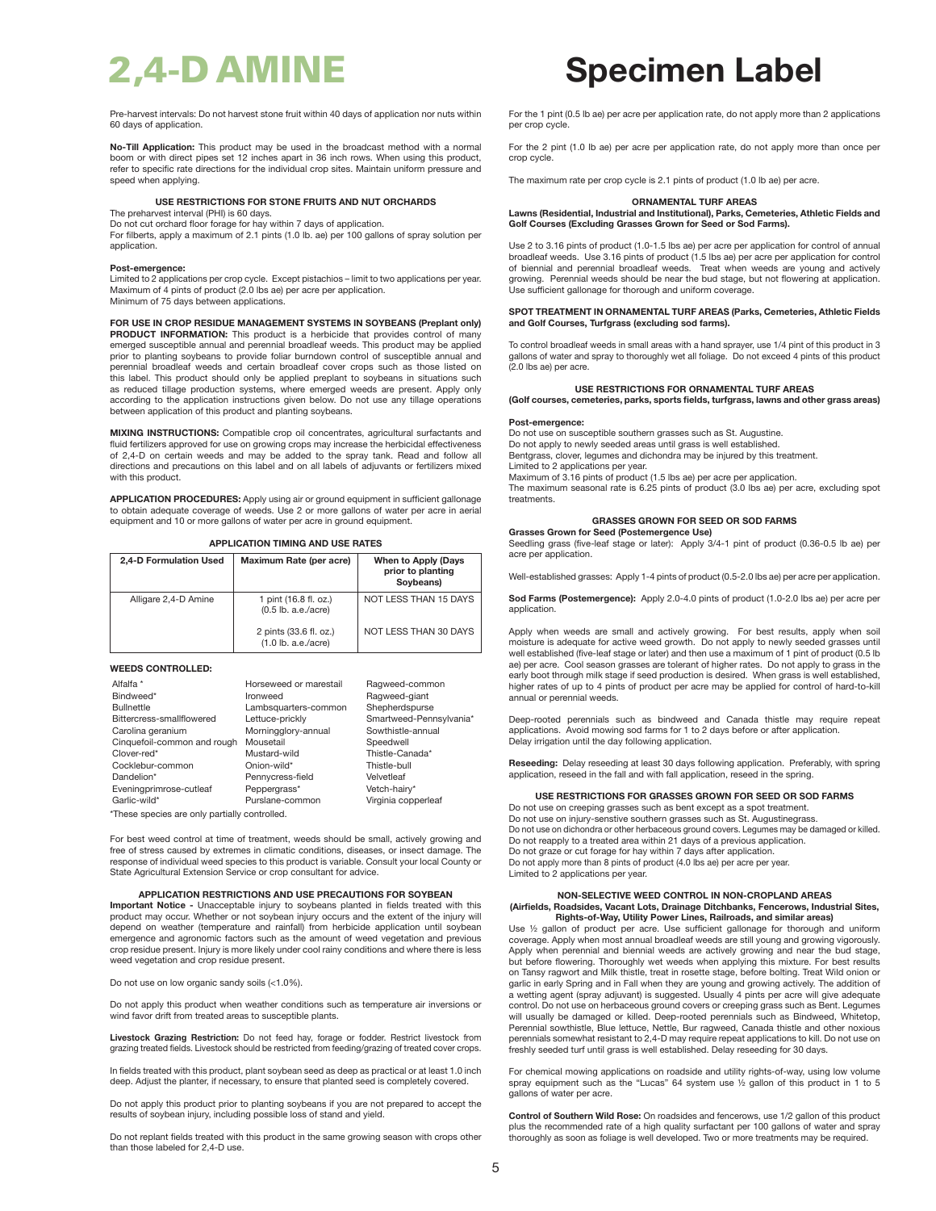Pre-harvest intervals: Do not harvest stone fruit within 40 days of application nor nuts within 60 days of application.

**No-Till Application:** This product may be used in the broadcast method with a normal boom or with direct pipes set 12 inches apart in 36 inch rows. When using this product, refer to specific rate directions for the individual crop sites. Maintain uniform pressure and speed when applying.

### USE RESTRICTIONS FOR STONE FRUITS AND NUT ORCHARDS

The preharvest interval (PHI) is 60 days.
Do not cut orchard floor forage for hay within 7 days of application.
For filberts, apply a maximum of 2.1 pints (1.0 lb. ae) per 100 gallons of spray solution per application.

**Post-emergence:**
Limited to 2 applications per crop cycle. Except pistachios – limit to two applications per year.
Maximum of 4 pints of product (2.0 lbs ae) per acre per application.
Minimum of 75 days between applications.

**FOR USE IN CROP RESIDUE MANAGEMENT SYSTEMS IN SOYBEANS (Preplant only)**
**PRODUCT INFORMATION:** This product is a herbicide that provides control of many emerged susceptible annual and perennial broadleaf weeds. This product may be applied prior to planting soybeans to provide foliar burndown control of susceptible annual and perennial broadleaf weeds and certain broadleaf cover crops such as those listed on this label. This product should only be applied preplant to soybeans in situations such as reduced tillage production systems, where emerged weeds are present. Apply only according to the application instructions given below. Do not use any tillage operations between application of this product and planting soybeans.

**MIXING INSTRUCTIONS:** Compatible crop oil concentrates, agricultural surfactants and fluid fertilizers approved for use on growing crops may increase the herbicidal effectiveness of 2,4-D on certain weeds and may be added to the spray tank. Read and follow all directions and precautions on this label and on all labels of adjuvants or fertilizers mixed with this product.

**APPLICATION PROCEDURES:** Apply using air or ground equipment in sufficient gallonage to obtain adequate coverage of weeds. Use 2 or more gallons of water per acre in aerial equipment and 10 or more gallons of water per acre in ground equipment.

**APPLICATION TIMING AND USE RATES**

| 2,4-D Formulation Used | Maximum Rate (per acre) | When to Apply (Days prior to planting Soybeans) |
|---|---|---|
| Alligare 2,4-D Amine | 1 pint (16.8 fl. oz.) (0.5 lb. a.e./acre) | NOT LESS THAN 15 DAYS |
| | 2 pints (33.6 fl. oz.) (1.0 lb. a.e./acre) | NOT LESS THAN 30 DAYS |

**WEEDS CONTROLLED:**

| | | |
|---|---|---|
| Alfalfa* | Horseweed or marestail | Ragweed-common |
| Bindweed* | Ironweed | Ragweed-giant |
| Bullnettle | Lambsquarters-common | Shepherdspurse |
| Bittercress-smallflowered | Lettuce-prickly | Smartweed-Pennsylvania* |
| Carolina geranium | Morningglory-annual | Sowthistle-annual |
| Cinquefoil-common and rough | Mousetail | Speedwell |
| Clover-red* | Mustard-wild | Thistle-Canada* |
| Cocklebur-common | Onion-wild* | Thistle-bull |
| Dandelion* | Pennycress-field | Velvetleaf |
| Eveningprimrose-cutleaf | Peppergrass* | Vetch-hairy* |
| Garlic-wild* | Purslane-common | Virginia copperleaf |

*These species are only partially controlled.

For best weed control at time of treatment, weeds should be small, actively growing and free of stress caused by extremes in climatic conditions, diseases, or insect damage. The response of individual weed species to this product is variable. Consult your local County or State Agricultural Extension Service or crop consultant for advice.

### APPLICATION RESTRICTIONS AND USE PRECAUTIONS FOR SOYBEAN

**Important Notice -** Unacceptable injury to soybeans planted in fields treated with this product may occur. Whether or not soybean injury occurs and the extent of the injury will depend on weather (temperature and rainfall) from herbicide application until soybean emergence and agronomic factors such as the amount of weed vegetation and previous crop residue present. Injury is more likely under cool rainy conditions and where there is less weed vegetation and crop residue present.

Do not use on low organic sandy soils (<1.0%).

Do not apply this product when weather conditions such as temperature air inversions or wind favor drift from treated areas to susceptible plants.

**Livestock Grazing Restriction:** Do not feed hay, forage or fodder. Restrict livestock from grazing treated fields. Livestock should be restricted from feeding/grazing of treated cover crops.

In fields treated with this product, plant soybean seed as deep as practical or at least 1.0 inch deep. Adjust the planter, if necessary, to ensure that planted seed is completely covered.

Do not apply this product prior to planting soybeans if you are not prepared to accept the results of soybean injury, including possible loss of stand and yield.

Do not replant fields treated with this product in the same growing season with crops other than those labeled for 2,4-D use.

For the 1 pint (0.5 lb ae) per acre per application rate, do not apply more than 2 applications per crop cycle.

For the 2 pint (1.0 lb ae) per acre per application rate, do not apply more than once per crop cycle.

The maximum rate per crop cycle is 2.1 pints of product (1.0 lb ae) per acre.

### ORNAMENTAL TURF AREAS

**Lawns (Residential, Industrial and Institutional), Parks, Cemeteries, Athletic Fields and Golf Courses (Excluding Grasses Grown for Seed or Sod Farms).**

Use 2 to 3.16 pints of product (1.0-1.5 lbs ae) per acre per application for control of annual broadleaf weeds. Use 3.16 pints of product (1.5 lbs ae) per acre per application for control of biennial and perennial broadleaf weeds. Treat when weeds are young and actively growing. Perennial weeds should be near the bud stage, but not flowering at application. Use sufficient gallonage for thorough and uniform coverage.

**SPOT TREATMENT IN ORNAMENTAL TURF AREAS (Parks, Cemeteries, Athletic Fields and Golf Courses, Turfgrass (excluding sod farms).**

To control broadleaf weeds in small areas with a hand sprayer, use 1/4 pint of this product in 3 gallons of water and spray to thoroughly wet all foliage. Do not exceed 4 pints of this product (2.0 lbs ae) per acre.

### USE RESTRICTIONS FOR ORNAMENTAL TURF AREAS

**(Golf courses, cemeteries, parks, sports fields, turfgrass, lawns and other grass areas)**

**Post-emergence:**
Do not use on susceptible southern grasses such as St. Augustine.
Do not apply to newly seeded areas until grass is well established.
Bentgrass, clover, legumes and dichondra may be injured by this treatment.
Limited to 2 applications per year.
Maximum of 3.16 pints of product (1.5 lbs ae) per acre per application.
The maximum seasonal rate is 6.25 pints of product (3.0 lbs ae) per acre, excluding spot treatments.

### GRASSES GROWN FOR SEED OR SOD FARMS

**Grasses Grown for Seed (Postemergence Use)**
Seedling grass (five-leaf stage or later): Apply 3/4-1 pint of product (0.36-0.5 lb ae) per acre per application.

Well-established grasses: Apply 1-4 pints of product (0.5-2.0 lbs ae) per acre per application.

**Sod Farms (Postemergence):** Apply 2.0-4.0 pints of product (1.0-2.0 lbs ae) per acre per application.

Apply when weeds are small and actively growing. For best results, apply when soil moisture is adequate for active weed growth. Do not apply to newly seeded grasses until well established (five-leaf stage or later) and then use a maximum of 1 pint of product (0.5 lb ae) per acre. Cool season grasses are tolerant of higher rates. Do not apply to grass in the early boot through milk stage if seed production is desired. When grass is well established, higher rates of up to 4 pints of product per acre may be applied for control of hard-to-kill annual or perennial weeds.

Deep-rooted perennials such as bindweed and Canada thistle may require repeat applications. Avoid mowing sod farms for 1 to 2 days before or after application. Delay irrigation until the day following application.

**Reseeding:** Delay reseeding at least 30 days following application. Preferably, with spring application, reseed in the fall and with fall application, reseed in the spring.

### USE RESTRICTIONS FOR GRASSES GROWN FOR SEED OR SOD FARMS

Do not use on creeping grasses such as bent except as a spot treatment.
Do not use on injury-senstive southern grasses such as St. Augustinegrass.
Do not use on dichondra or other herbaceous ground covers. Legumes may be damaged or killed.
Do not reapply to a treated area within 21 days of a previous application.
Do not graze or cut forage for hay within 7 days after application.
Do not apply more than 8 pints of product (4.0 lbs ae) per acre per year.
Limited to 2 applications per year.

### NON-SELECTIVE WEED CONTROL IN NON-CROPLAND AREAS

**(Airfields, Roadsides, Vacant Lots, Drainage Ditchbanks, Fencerows, Industrial Sites, Rights-of-Way, Utility Power Lines, Railroads, and similar areas)**

Use ½ gallon of product per acre. Use sufficient gallonage for thorough and uniform coverage. Apply when most annual broadleaf weeds are still young and growing vigorously. Apply when perennial and biennial weeds are actively growing and near the bud stage, but before flowering. Thoroughly wet weeds when applying this mixture. For best results on Tansy ragwort and Milk thistle, treat in rosette stage, before bolting. Treat Wild onion or garlic in early Spring and in Fall when they are young and growing actively. The addition of a wetting agent (spray adjuvant) is suggested. Usually 4 pints per acre will give adequate control. Do not use on herbaceous ground covers or creeping grass such as Bent. Legumes will usually be damaged or killed. Deep-rooted perennials such as Bindweed, Whitetop, Perennial sowthistle, Blue lettuce, Nettle, Bur ragweed, Canada thistle and other noxious perennials somewhat resistant to 2,4-D may require repeat applications to kill. Do not use on freshly seeded turf until grass is well established. Delay reseeding for 30 days.

For chemical mowing applications on roadside and utility rights-of-way, using low volume spray equipment such as the "Lucas" 64 system use ½ gallon of this product in 1 to 5 gallons of water per acre.

**Control of Southern Wild Rose:** On roadsides and fencerows, use 1/2 gallon of this product plus the recommended rate of a high quality surfactant per 100 gallons of water and spray thoroughly as soon as foliage is well developed. Two or more treatments may be required.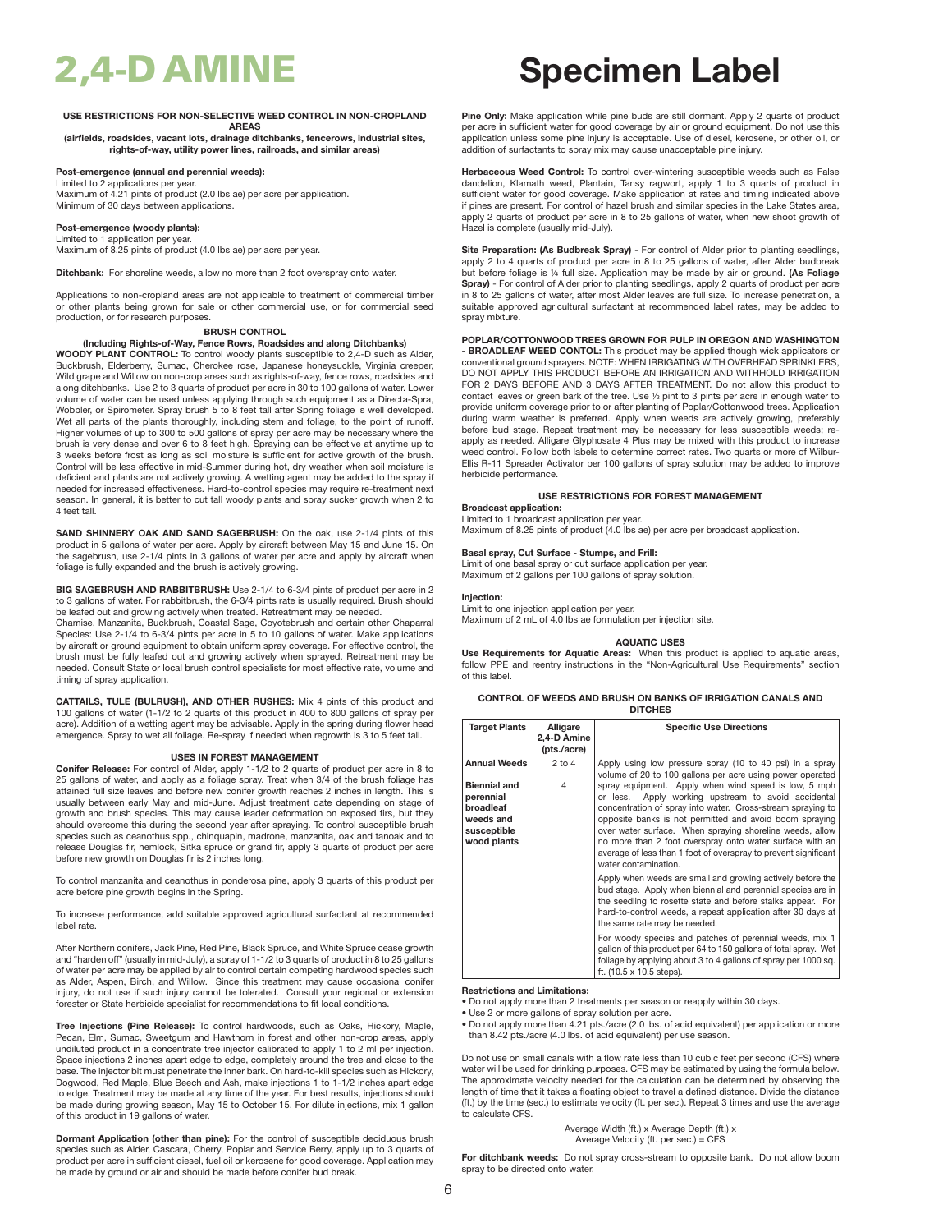# 2,4-D AMINE

# Specimen Label

**USE RESTRICTIONS FOR NON-SELECTIVE WEED CONTROL IN NON-CROPLAND AREAS**

**(airfields, roadsides, vacant lots, drainage ditchbanks, fencerows, industrial sites, rights-of-way, utility power lines, railroads, and similar areas)**

**Post-emergence (annual and perennial weeds):**
Limited to 2 applications per year.
Maximum of 4.21 pints of product (2.0 lbs ae) per acre per application.
Minimum of 30 days between applications.

**Post-emergence (woody plants):**
Limited to 1 application per year.
Maximum of 8.25 pints of product (4.0 lbs ae) per acre per year.

**Ditchbank:** For shoreline weeds, allow no more than 2 foot overspray onto water.

Applications to non-cropland areas are not applicable to treatment of commercial timber or other plants being grown for sale or other commercial use, or for commercial seed production, or for research purposes.

**BRUSH CONTROL**

**(Including Rights-of-Way, Fence Rows, Roadsides and along Ditchbanks)**

**WOODY PLANT CONTROL:** To control woody plants susceptible to 2,4-D such as Alder, Buckbrush, Elderberry, Sumac, Cherokee rose, Japanese honeysuckle, Virginia creeper, Wild grape and Willow on non-crop areas such as rights-of-way, fence rows, roadsides and along ditchbanks. Use 2 to 3 quarts of product per acre in 30 to 100 gallons of water. Lower volume of water can be used unless applying through such equipment as a Directa-Spra, Wobbler, or Spirometer. Spray brush 5 to 8 feet tall after Spring foliage is well developed. Wet all parts of the plants thoroughly, including stem and foliage, to the point of runoff. Higher volumes of up to 300 to 500 gallons of spray per acre may be necessary where the brush is very dense and over 6 to 8 feet high. Spraying can be effective at anytime up to 3 weeks before frost as long as soil moisture is sufficient for active growth of the brush. Control will be less effective in mid-Summer during hot, dry weather when soil moisture is deficient and plants are not actively growing. A wetting agent may be added to the spray if needed for increased effectiveness. Hard-to-control species may require re-treatment next season. In general, it is better to cut tall woody plants and spray sucker growth when 2 to 4 feet tall.

**SAND SHINNERY OAK AND SAND SAGEBRUSH:** On the oak, use 2-1/4 pints of this product in 5 gallons of water per acre. Apply by aircraft between May 15 and June 15. On the sagebrush, use 2-1/4 pints in 3 gallons of water per acre and apply by aircraft when foliage is fully expanded and the brush is actively growing.

**BIG SAGEBRUSH AND RABBITBRUSH:** Use 2-1/4 to 6-3/4 pints of product per acre in 2 to 3 gallons of water. For rabbitbrush, the 6-3/4 pints rate is usually required. Brush should be leafed out and growing actively when treated. Retreatment may be needed.
Chamise, Manzanita, Buckbrush, Coastal Sage, Coyotebrush and certain other Chaparral Species: Use 2-1/4 to 6-3/4 pints per acre in 5 to 10 gallons of water. Make applications by aircraft or ground equipment to obtain uniform spray coverage. For effective control, the brush must be fully leafed out and growing actively when sprayed. Retreatment may be needed. Consult State or local brush control specialists for most effective rate, volume and timing of spray application.

**CATTAILS, TULE (BULRUSH), AND OTHER RUSHES:** Mix 4 pints of this product and 100 gallons of water (1-1/2 to 2 quarts of this product in 400 to 800 gallons of spray per acre). Addition of a wetting agent may be advisable. Apply in the spring during flower head emergence. Spray to wet all foliage. Re-spray if needed when regrowth is 3 to 5 feet tall.

**USES IN FOREST MANAGEMENT**

**Conifer Release:** For control of Alder, apply 1-1/2 to 2 quarts of product per acre in 8 to 25 gallons of water, and apply as a foliage spray. Treat when 3/4 of the brush foliage has attained full size leaves and before new conifer growth reaches 2 inches in length. This is usually between early May and mid-June. Adjust treatment date depending on stage of growth and brush species. This may cause leader deformation on exposed firs, but they should overcome this during the second year after spraying. To control susceptible brush species such as ceanothus spp., chinquapin, madrone, manzanita, oak and tanoak and to release Douglas fir, hemlock, Sitka spruce or grand fir, apply 3 quarts of product per acre before new growth on Douglas fir is 2 inches long.

To control manzanita and ceanothus in ponderosa pine, apply 3 quarts of this product per acre before pine growth begins in the Spring.

To increase performance, add suitable approved agricultural surfactant at recommended label rate.

After Northern conifers, Jack Pine, Red Pine, Black Spruce, and White Spruce cease growth and "harden off" (usually in mid-July), a spray of 1-1/2 to 3 quarts of product in 8 to 25 gallons of water per acre may be applied by air to control certain competing hardwood species such as Alder, Aspen, Birch, and Willow. Since this treatment may cause occasional conifer injury, do not use if such injury cannot be tolerated. Consult your regional or extension forester or State herbicide specialist for recommendations to fit local conditions.

**Tree Injections (Pine Release):** To control hardwoods, such as Oaks, Hickory, Maple, Pecan, Elm, Sumac, Sweetgum and Hawthorn in forest and other non-crop areas, apply undiluted product in a concentrate tree injector calibrated to apply 1 to 2 ml per injection. Space injections 2 inches apart edge to edge, completely around the tree and close to the base. The injector bit must penetrate the inner bark. On hard-to-kill species such as Hickory, Dogwood, Red Maple, Blue Beech and Ash, make injections 1 to 1-1/2 inches apart edge to edge. Treatment may be made at any time of the year. For best results, injections should be made during growing season, May 15 to October 15. For dilute injections, mix 1 gallon of this product in 19 gallons of water.

**Dormant Application (other than pine):** For the control of susceptible deciduous brush species such as Alder, Cascara, Cherry, Poplar and Service Berry, apply up to 3 quarts of product per acre in sufficient diesel, fuel oil or kerosene for good coverage. Application may be made by ground or air and should be made before conifer bud break.

**Pine Only:** Make application while pine buds are still dormant. Apply 2 quarts of product per acre in sufficient water for good coverage by air or ground equipment. Do not use this application unless some pine injury is acceptable. Use of diesel, kerosene, or other oil, or addition of surfactants to spray mix may cause unacceptable pine injury.

**Herbaceous Weed Control:** To control over-wintering susceptible weeds such as False dandelion, Klamath weed, Plantain, Tansy ragwort, apply 1 to 3 quarts of product in sufficient water for good coverage. Make application at rates and timing indicated above if pines are present. For control of hazel brush and similar species in the Lake States area, apply 2 quarts of product per acre in 8 to 25 gallons of water, when new shoot growth of Hazel is complete (usually mid-July).

**Site Preparation: (As Budbreak Spray)** - For control of Alder prior to planting seedlings, apply 2 to 4 quarts of product per acre in 8 to 25 gallons of water, after Alder budbreak but before foliage is ¼ full size. Application may be made by air or ground. **(As Foliage Spray)** - For control of Alder prior to planting seedlings, apply 2 quarts of product per acre in 8 to 25 gallons of water, after most Alder leaves are full size. To increase penetration, a suitable approved agricultural surfactant at recommended label rates, may be added to spray mixture.

**POPLAR/COTTONWOOD TREES GROWN FOR PULP IN OREGON AND WASHINGTON - BROADLEAF WEED CONTOL:** This product may be applied though wick applicators or conventional ground sprayers. NOTE: WHEN IRRIGATING WITH OVERHEAD SPRINKLERS, DO NOT APPLY THIS PRODUCT BEFORE AN IRRIGATION AND WITHHOLD IRRIGATION FOR 2 DAYS BEFORE AND 3 DAYS AFTER TREATMENT. Do not allow this product to contact leaves or green bark of the tree. Use ½ pint to 3 pints per acre in enough water to provide uniform coverage prior to or after planting of Poplar/Cottonwood trees. Application during warm weather is preferred. Apply when weeds are actively growing, preferably before bud stage. Repeat treatment may be necessary for less susceptible weeds; re-apply as needed. Alligare Glyphosate 4 Plus may be mixed with this product to increase weed control. Follow both labels to determine correct rates. Two quarts or more of Wilbur-Ellis R-11 Spreader Activator per 100 gallons of spray solution may be added to improve herbicide performance.

**USE RESTRICTIONS FOR FOREST MANAGEMENT**

**Broadcast application:**
Limited to 1 broadcast application per year.
Maximum of 8.25 pints of product (4.0 lbs ae) per acre per broadcast application.

**Basal spray, Cut Surface - Stumps, and Frill:**
Limit of one basal spray or cut surface application per year.
Maximum of 2 gallons per 100 gallons of spray solution.

**Injection:**
Limit to one injection application per year.
Maximum of 2 mL of 4.0 lbs ae formulation per injection site.

**AQUATIC USES**

**Use Requirements for Aquatic Areas:** When this product is applied to aquatic areas, follow PPE and reentry instructions in the "Non-Agricultural Use Requirements" section of this label.

**CONTROL OF WEEDS AND BRUSH ON BANKS OF IRRIGATION CANALS AND DITCHES**

| Target Plants | Alligare 2,4-D Amine (pts./acre) | Specific Use Directions |
|---|---|---|
| **Annual Weeds** | 2 to 4 | Apply using low pressure spray (10 to 40 psi) in a spray volume of 20 to 100 gallons per acre using power operated spray equipment. Apply when wind speed is low, 5 mph or less. Apply working upstream to avoid accidental concentration of spray into water. Cross-stream spraying to opposite banks is not permitted and avoid boom spraying over water surface. When spraying shoreline weeds, allow no more than 2 foot overspray onto water surface with an average of less than 1 foot of overspray to prevent significant water contamination.<br>Apply when weeds are small and growing actively before the bud stage. Apply when biennial and perennial species are in the seedling to rosette state and before stalks appear. For hard-to-control weeds, a repeat application after 30 days at the same rate may be needed.<br>For woody species and patches of perennial weeds, mix 1 gallon of this product per 64 to 150 gallons of total spray. Wet foliage by applying about 3 to 4 gallons of spray per 1000 sq. ft. (10.5 x 10.5 steps). |
| **Biennial and perennial broadleaf weeds and susceptible wood plants** | 4 | |

**Restrictions and Limitations:**

- Do not apply more than 2 treatments per season or reapply within 30 days.
- Use 2 or more gallons of spray solution per acre.
- Do not apply more than 4.21 pts./acre (2.0 lbs. of acid equivalent) per application or more than 8.42 pts./acre (4.0 lbs. of acid equivalent) per use season.

Do not use on small canals with a flow rate less than 10 cubic feet per second (CFS) where water will be used for drinking purposes. CFS may be estimated by using the formula below. The approximate velocity needed for the calculation can be determined by observing the length of time that it takes a floating object to travel a defined distance. Divide the distance (ft.) by the time (sec.) to estimate velocity (ft. per sec.). Repeat 3 times and use the average to calculate CFS.

Average Width (ft.) x Average Depth (ft.) x
Average Velocity (ft. per sec.) = CFS

**For ditchbank weeds:** Do not spray cross-stream to opposite bank. Do not allow boom spray to be directed onto water.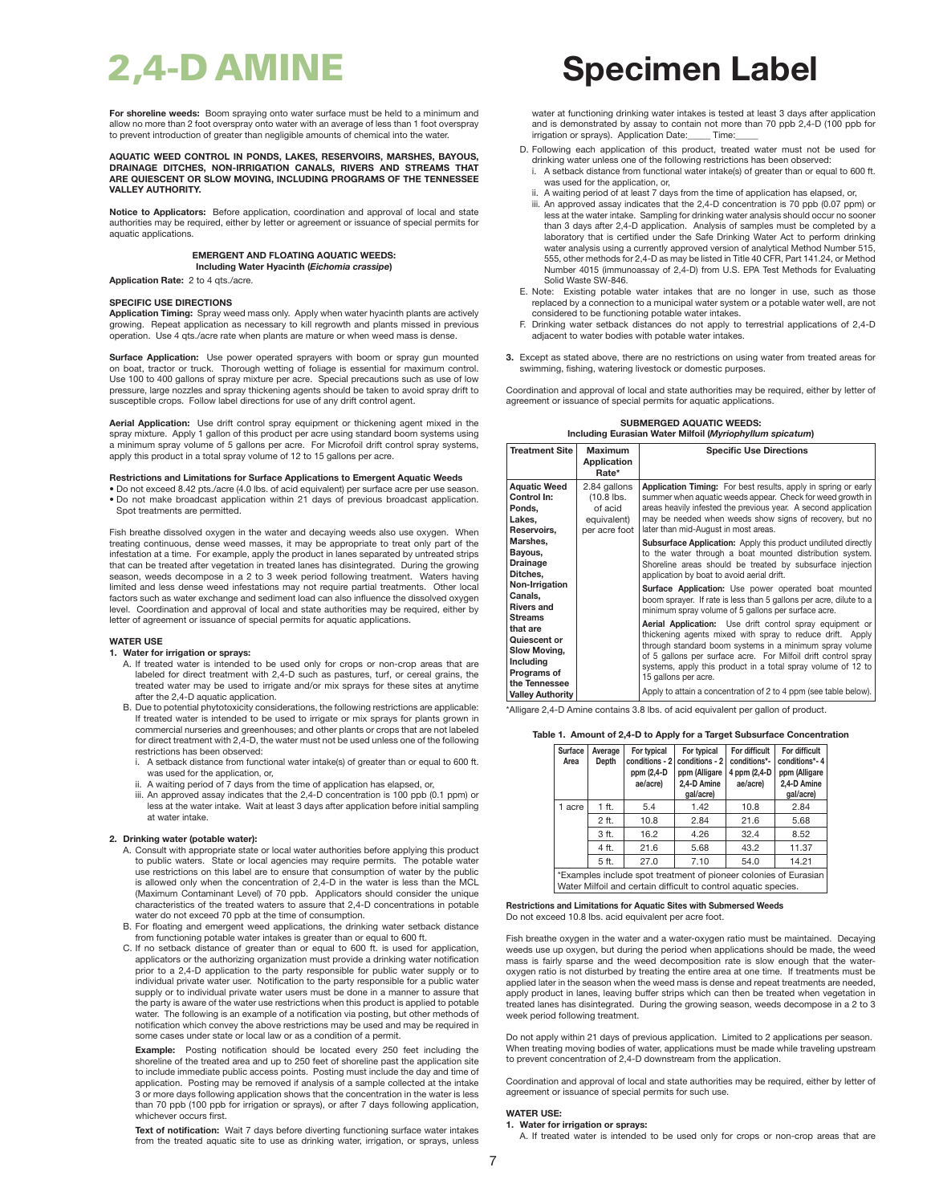# 2,4-D AMINE

# Specimen Label

**For shoreline weeds:** Boom spraying onto water surface must be held to a minimum and allow no more than 2 foot overspray onto water with an average of less than 1 foot overspray to prevent introduction of greater than negligible amounts of chemical into the water.

**AQUATIC WEED CONTROL IN PONDS, LAKES, RESERVOIRS, MARSHES, BAYOUS, DRAINAGE DITCHES, NON-IRRIGATION CANALS, RIVERS AND STREAMS THAT ARE QUIESCENT OR SLOW MOVING, INCLUDING PROGRAMS OF THE TENNESSEE VALLEY AUTHORITY.**

**Notice to Applicators:** Before application, coordination and approval of local and state authorities may be required, either by letter or agreement or issuance of special permits for aquatic applications.

**EMERGENT AND FLOATING AQUATIC WEEDS:**
**Including Water Hyacinth (*Eichomia crassipe*)**

**Application Rate:** 2 to 4 qts./acre.

**SPECIFIC USE DIRECTIONS**

**Application Timing:** Spray weed mass only. Apply when water hyacinth plants are actively growing. Repeat application as necessary to kill regrowth and plants missed in previous operation. Use 4 qts./acre rate when plants are mature or when weed mass is dense.

**Surface Application:** Use power operated sprayers with boom or spray gun mounted on boat, tractor or truck. Thorough wetting of foliage is essential for maximum control. Use 100 to 400 gallons of spray mixture per acre. Special precautions such as use of low pressure, large nozzles and spray thickening agents should be taken to avoid spray drift to susceptible crops. Follow label directions for use of any drift control agent.

**Aerial Application:** Use drift control spray equipment or thickening agent mixed in the spray mixture. Apply 1 gallon of this product per acre using standard boom systems using a minimum spray volume of 5 gallons per acre. For Microfoil drift control spray systems, apply this product in a total spray volume of 12 to 15 gallons per acre.

**Restrictions and Limitations for Surface Applications to Emergent Aquatic Weeds**

- Do not exceed 8.42 pts./acre (4.0 lbs. of acid equivalent) per surface acre per use season.
- Do not make broadcast application within 21 days of previous broadcast application. Spot treatments are permitted.

Fish breathe dissolved oxygen in the water and decaying weeds also use oxygen. When treating continuous, dense weed masses, it may be appropriate to treat only part of the infestation at a time. For example, apply the product in lanes separated by untreated strips that can be treated after vegetation in treated lanes has disintegrated. During the growing season, weeds decompose in a 2 to 3 week period following treatment. Waters having limited and less dense weed infestations may not require partial treatments. Other local factors such as water exchange and sediment load can also influence the dissolved oxygen level. Coordination and approval of local and state authorities may be required, either by letter of agreement or issuance of special permits for aquatic applications.

**WATER USE**

**1. Water for irrigation or sprays:**

A. If treated water is intended to be used only for crops or non-crop areas that are labeled for direct treatment with 2,4-D such as pastures, turf, or cereal grains, the treated water may be used to irrigate and/or mix sprays for these sites at anytime after the 2,4-D aquatic application.

B. Due to potential phytotoxicity considerations, the following restrictions are applicable: If treated water is intended to be used to irrigate or mix sprays for plants grown in commercial nurseries and greenhouses; and other plants or crops that are not labeled for direct treatment with 2,4-D, the water must not be used unless one of the following restrictions has been observed:

i. A setback distance from functional water intake(s) of greater than or equal to 600 ft. was used for the application, or,

ii. A waiting period of 7 days from the time of application has elapsed, or,

iii. An approved assay indicates that the 2,4-D concentration is 100 ppb (0.1 ppm) or less at the water intake. Wait at least 3 days after application before initial sampling at water intake.

**2. Drinking water (potable water):**

A. Consult with appropriate state or local water authorities before applying this product to public waters. State or local agencies may require permits. The potable water use restrictions on this label are to ensure that consumption of water by the public is allowed only when the concentration of 2,4-D in the water is less than the MCL (Maximum Contaminant Level) of 70 ppb. Applicators should consider the unique characteristics of the treated waters to assure that 2,4-D concentrations in potable water do not exceed 70 ppb at the time of consumption.

B. For floating and emergent weed applications, the drinking water setback distance from functioning potable water intakes is greater than or equal to 600 ft.

C. If no setback distance of greater than or equal to 600 ft. is used for application, applicators or the authorizing organization must provide a drinking water notification prior to a 2,4-D application to the party responsible for public water supply or to individual private water user. Notification to the party responsible for a public water supply or to individual private water users must be done in a manner to assure that the party is aware of the water use restrictions when this product is applied to potable water. The following is an example of a notification via posting, but other methods of notification which convey the above restrictions may be used and may be required in some cases under state or local law or as a condition of a permit.

**Example:** Posting notification should be located every 250 feet including the shoreline of the treated area and up to 250 feet of shoreline past the application site to include immediate public access points. Posting must include the day and time of application. Posting may be removed if analysis of a sample collected at the intake 3 or more days following application shows that the concentration in the water is less than 70 ppb (100 ppb for irrigation or sprays), or after 7 days following application, whichever occurs first.

**Text of notification:** Wait 7 days before diverting functioning surface water intakes from the treated aquatic site to use as drinking water, irrigation, or sprays, unless water at functioning drinking water intakes is tested at least 3 days after application and is demonstrated by assay to contain not more than 70 ppb 2,4-D (100 ppb for irrigation or sprays). Application Date:_____ Time:_____

D. Following each application of this product, treated water must not be used for drinking water unless one of the following restrictions has been observed:

i. A setback distance from functional water intake(s) of greater than or equal to 600 ft. was used for the application, or,

ii. A waiting period of at least 7 days from the time of application has elapsed, or,

iii. An approved assay indicates that the 2,4-D concentration is 70 ppb (0.07 ppm) or less at the water intake. Sampling for drinking water analysis should occur no sooner than 3 days after 2,4-D application. Analysis of samples must be completed by a laboratory that is certified under the Safe Drinking Water Act to perform drinking water analysis using a currently approved version of analytical Method Number 515, 555, other methods for 2,4-D as may be listed in Title 40 CFR, Part 141.24, or Method Number 4015 (immunoassay of 2,4-D) from U.S. EPA Test Methods for Evaluating Solid Waste SW-846.

E. Note: Existing potable water intakes that are no longer in use, such as those replaced by a connection to a municipal water system or a potable water well, are not considered to be functioning potable water intakes.

F. Drinking water setback distances do not apply to terrestrial applications of 2,4-D adjacent to water bodies with potable water intakes.

**3.** Except as stated above, there are no restrictions on using water from treated areas for swimming, fishing, watering livestock or domestic purposes.

Coordination and approval of local and state authorities may be required, either by letter of agreement or issuance of special permits for aquatic applications.

**SUBMERGED AQUATIC WEEDS:**
**Including Eurasian Water Milfoil (*Myriophyllum spicatum*)**

| Treatment Site | Maximum Application Rate* | Specific Use Directions |
|---|---|---|
| **Aquatic Weed Control In: Ponds, Lakes, Reservoirs, Marshes, Bayous, Drainage Ditches, Non-Irrigation Canals, Rivers and Streams that are Quiescent or Slow Moving, Including Programs of the Tennessee Valley Authority** | 2.84 gallons (10.8 lbs. of acid equivalent) per acre foot | **Application Timing:** For best results, apply in spring or early summer when aquatic weeds appear. Check for weed growth in areas heavily infested the previous year. A second application may be needed when weeds show signs of recovery, but no later than mid-August in most areas.<br>**Subsurface Application:** Apply this product undiluted directly to the water through a boat mounted distribution system. Shoreline areas should be treated by subsurface injection application by boat to avoid aerial drift.<br>**Surface Application:** Use power operated boat mounted boom sprayer. If rate is less than 5 gallons per acre, dilute to a minimum spray volume of 5 gallons per surface acre.<br>**Aerial Application:** Use drift control spray equipment or thickening agents mixed with spray to reduce drift. Apply through standard boom systems in a minimum spray volume of 5 gallons per surface acre. For Milfoil drift control spray systems, apply this product in a total spray volume of 12 to 15 gallons per acre.<br>Apply to attain a concentration of 2 to 4 ppm (see table below). |

*Alligare 2,4-D Amine contains 3.8 lbs. of acid equivalent per gallon of product.

**Table 1. Amount of 2,4-D to Apply for a Target Subsurface Concentration**

| Surface Area | Average Depth | For typical conditions - 2 ppm (2,4-D ae/acre) | For typical conditions - 2 ppm (Alligare 2,4-D Amine gal/acre) | For difficult conditions*- 4 ppm (2,4-D ae/acre) | For difficult conditions*- 4 ppm (Alligare 2,4-D Amine gal/acre) |
|---|---|---|---|---|---|
| 1 acre | 1 ft. | 5.4 | 1.42 | 10.8 | 2.84 |
| | 2 ft. | 10.8 | 2.84 | 21.6 | 5.68 |
| | 3 ft. | 16.2 | 4.26 | 32.4 | 8.52 |
| | 4 ft. | 21.6 | 5.68 | 43.2 | 11.37 |
| | 5 ft. | 27.0 | 7.10 | 54.0 | 14.21 |

*Examples include spot treatment of pioneer colonies of Eurasian Water Milfoil and certain difficult to control aquatic species.

**Restrictions and Limitations for Aquatic Sites with Submersed Weeds**
Do not exceed 10.8 lbs. acid equivalent per acre foot.

Fish breathe oxygen in the water and a water-oxygen ratio must be maintained. Decaying weeds use up oxygen, but during the period when applications should be made, the weed mass is fairly sparse and the weed decomposition rate is slow enough that the water-oxygen ratio is not disturbed by treating the entire area at one time. If treatments must be applied later in the season when the weed mass is dense and repeat treatments are needed, apply product in lanes, leaving buffer strips which can then be treated when vegetation in treated lanes has disintegrated. During the growing season, weeds decompose in a 2 to 3 week period following treatment.

Do not apply within 21 days of previous application. Limited to 2 applications per season. When treating moving bodies of water, applications must be made while traveling upstream to prevent concentration of 2,4-D downstream from the application.

Coordination and approval of local and state authorities may be required, either by letter of agreement or issuance of special permits for such use.

**WATER USE:**

**1. Water for irrigation or sprays:**

A. If treated water is intended to be used only for crops or non-crop areas that are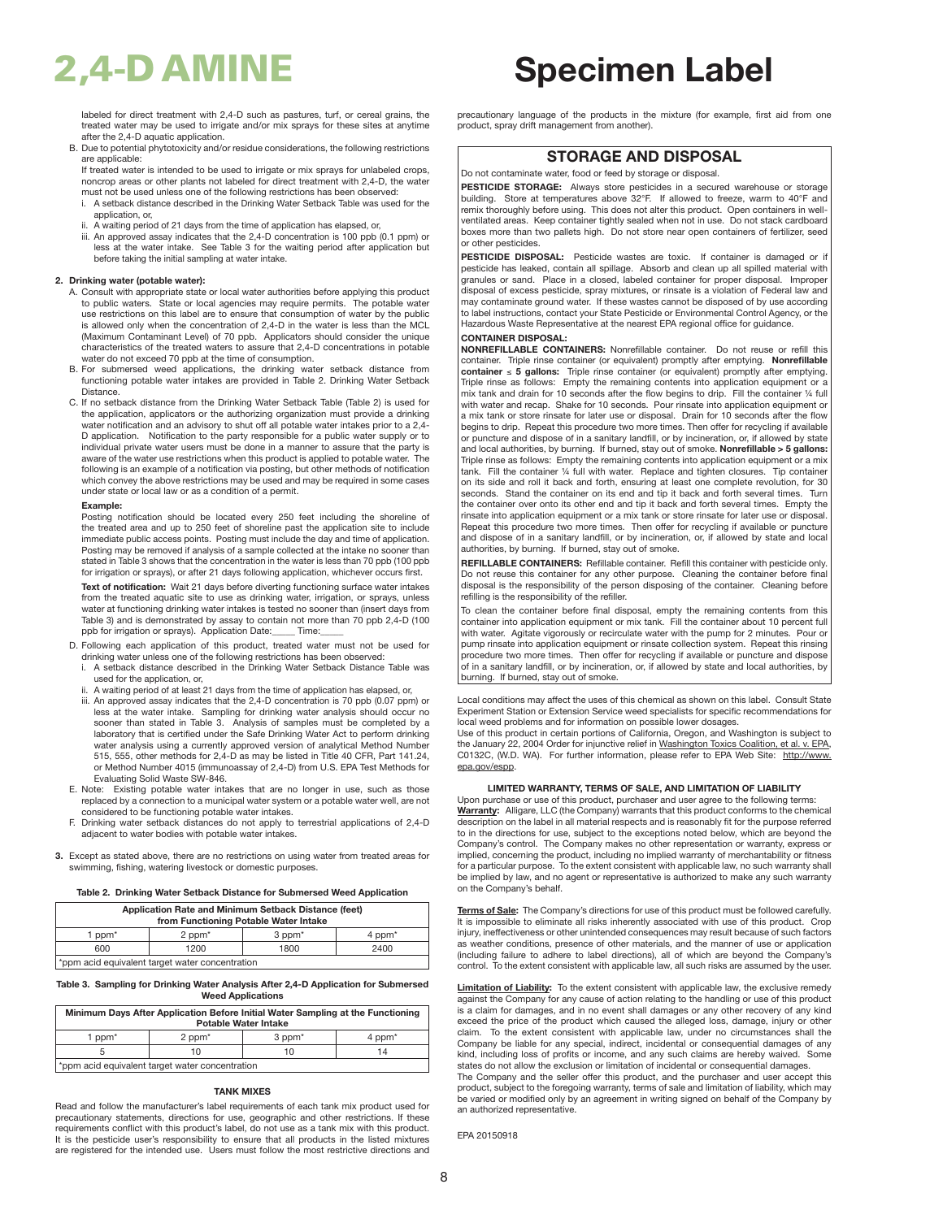labeled for direct treatment with 2,4-D such as pastures, turf, or cereal grains, the treated water may be used to irrigate and/or mix sprays for these sites at anytime after the 2,4-D aquatic application.

B. Due to potential phytotoxicity and/or residue considerations, the following restrictions are applicable:

If treated water is intended to be used to irrigate or mix sprays for unlabeled crops, noncrop areas or other plants not labeled for direct treatment with 2,4-D, the water must not be used unless one of the following restrictions has been observed:

i. A setback distance described in the Drinking Water Setback Table was used for the application, or,

ii. A waiting period of 21 days from the time of application has elapsed, or,

iii. An approved assay indicates that the 2,4-D concentration is 100 ppb (0.1 ppm) or less at the water intake. See Table 3 for the waiting period after application but before taking the initial sampling at water intake.

**2. Drinking water (potable water):**

A. Consult with appropriate state or local water authorities before applying this product to public waters. State or local agencies may require permits. The potable water use restrictions on this label are to ensure that consumption of water by the public is allowed only when the concentration of 2,4-D in the water is less than the MCL (Maximum Contaminant Level) of 70 ppb. Applicators should consider the unique characteristics of the treated waters to assure that 2,4-D concentrations in potable water do not exceed 70 ppb at the time of consumption.

B. For submersed weed applications, the drinking water setback distance from functioning potable water intakes are provided in Table 2. Drinking Water Setback Distance.

C. If no setback distance from the Drinking Water Setback Table (Table 2) is used for the application, applicators or the authorizing organization must provide a drinking water notification and an advisory to shut off all potable water intakes prior to a 2,4-D application. Notification to the party responsible for a public water supply or to individual private water users must be done in a manner to assure that the party is aware of the water use restrictions when this product is applied to potable water. The following is an example of a notification via posting, but other methods of notification which convey the above restrictions may be used and may be required in some cases under state or local law or as a condition of a permit.

**Example:**

Posting notification should be located every 250 feet including the shoreline of the treated area and up to 250 feet of shoreline past the application site to include immediate public access points. Posting must include the day and time of application. Posting may be removed if analysis of a sample collected at the intake no sooner than stated in Table 3 shows that the concentration in the water is less than 70 ppb (100 ppb for irrigation or sprays), or after 21 days following application, whichever occurs first.

**Text of notification:** Wait 21 days before diverting functioning surface water intakes from the treated aquatic site to use as drinking water, irrigation, or sprays, unless water at functioning drinking water intakes is tested no sooner than (insert days from Table 3) and is demonstrated by assay to contain not more than 70 ppb 2,4-D (100 ppb for irrigation or sprays). Application Date:_____ Time:_____

D. Following each application of this product, treated water must not be used for drinking water unless one of the following restrictions has been observed:

i. A setback distance described in the Drinking Water Setback Distance Table was used for the application, or,

ii. A waiting period of at least 21 days from the time of application has elapsed, or,

iii. An approved assay indicates that the 2,4-D concentration is 70 ppb (0.07 ppm) or less at the water intake. Sampling for drinking water analysis should occur no sooner than stated in Table 3. Analysis of samples must be completed by a laboratory that is certified under the Safe Drinking Water Act to perform drinking water analysis using a currently approved version of analytical Method Number 515, 555, other methods for 2,4-D as may be listed in Title 40 CFR, Part 141.24, or Method Number 4015 (immunoassay of 2,4-D) from U.S. EPA Test Methods for Evaluating Solid Waste SW-846.

E. Note: Existing potable water intakes that are no longer in use, such as those replaced by a connection to a municipal water system or a potable water well, are not considered to be functioning potable water intakes.

F. Drinking water setback distances do not apply to terrestrial applications of 2,4-D adjacent to water bodies with potable water intakes.

**3.** Except as stated above, there are no restrictions on using water from treated areas for swimming, fishing, watering livestock or domestic purposes.

**Table 2. Drinking Water Setback Distance for Submersed Weed Application**

| Application Rate and Minimum Setback Distance (feet) from Functioning Potable Water Intake | | | |
|---|---|---|---|
| 1 ppm* | 2 ppm* | 3 ppm* | 4 ppm* |
| 600 | 1200 | 1800 | 2400 |
| *ppm acid equivalent target water concentration | | | |

**Table 3. Sampling for Drinking Water Analysis After 2,4-D Application for Submersed Weed Applications**

| Minimum Days After Application Before Initial Water Sampling at the Functioning Potable Water Intake | | | |
|---|---|---|---|
| 1 ppm* | 2 ppm* | 3 ppm* | 4 ppm* |
| 5 | 10 | 10 | 14 |
| *ppm acid equivalent target water concentration | | | |

### TANK MIXES

Read and follow the manufacturer's label requirements of each tank mix product used for precautionary statements, directions for use, geographic and other restrictions. If these requirements conflict with this product's label, do not use as a tank mix with this product. It is the pesticide user's responsibility to ensure that all products in the listed mixtures are registered for the intended use. Users must follow the most restrictive directions and precautionary language of the products in the mixture (for example, first aid from one product, spray drift management from another).

## STORAGE AND DISPOSAL

Do not contaminate water, food or feed by storage or disposal.

**PESTICIDE STORAGE:** Always store pesticides in a secured warehouse or storage building. Store at temperatures above 32°F. If allowed to freeze, warm to 40°F and remix thoroughly before using. This does not alter this product. Open containers in well-ventilated areas. Keep container tightly sealed when not in use. Do not stack cardboard boxes more than two pallets high. Do not store near open containers of fertilizer, seed or other pesticides.

**PESTICIDE DISPOSAL:** Pesticide wastes are toxic. If container is damaged or if pesticide has leaked, contain all spillage. Absorb and clean up all spilled material with granules or sand. Place in a closed, labeled container for proper disposal. Improper disposal of excess pesticide, spray mixtures, or rinsate is a violation of Federal law and may contaminate ground water. If these wastes cannot be disposed of by use according to label instructions, contact your State Pesticide or Environmental Control Agency, or the Hazardous Waste Representative at the nearest EPA regional office for guidance.

**CONTAINER DISPOSAL:**

**NONREFILLABLE CONTAINERS:** Nonrefillable container. Do not reuse or refill this container. Triple rinse container (or equivalent) promptly after emptying. **Nonrefillable container ≤ 5 gallons:** Triple rinse container (or equivalent) promptly after emptying. Triple rinse as follows: Empty the remaining contents into application equipment or a mix tank and drain for 10 seconds after the flow begins to drip. Fill the container ¼ full with water and recap. Shake for 10 seconds. Pour rinsate into application equipment or a mix tank or store rinsate for later use or disposal. Drain for 10 seconds after the flow begins to drip. Repeat this procedure two more times. Then offer for recycling if available or puncture and dispose of in a sanitary landfill, or by incineration, or, if allowed by state and local authorities, by burning. If burned, stay out of smoke. **Nonrefillable > 5 gallons:** Triple rinse as follows: Empty the remaining contents into application equipment or a mix tank. Fill the container ¼ full with water. Replace and tighten closures. Tip container on its side and roll it back and forth, ensuring at least one complete revolution, for 30 seconds. Stand the container on its end and tip it back and forth several times. Turn the container over onto its other end and tip it back and forth several times. Empty the rinsate into application equipment or a mix tank or store rinsate for later use or disposal. Repeat this procedure two more times. Then offer for recycling if available or puncture and dispose of in a sanitary landfill, or by incineration, or, if allowed by state and local authorities, by burning. If burned, stay out of smoke.

**REFILLABLE CONTAINERS:** Refillable container. Refill this container with pesticide only. Do not reuse this container for any other purpose. Cleaning the container before final disposal is the responsibility of the person disposing of the container. Cleaning before refilling is the responsibility of the refiller.

To clean the container before final disposal, empty the remaining contents from this container into application equipment or mix tank. Fill the container about 10 percent full with water. Agitate vigorously or recirculate water with the pump for 2 minutes. Pour or pump rinsate into application equipment or rinsate collection system. Repeat this rinsing procedure two more times. Then offer for recycling if available or puncture and dispose of in a sanitary landfill, or by incineration, or, if allowed by state and local authorities, by burning. If burned, stay out of smoke.

Local conditions may affect the uses of this chemical as shown on this label. Consult State Experiment Station or Extension Service weed specialists for specific recommendations for local weed problems and for information on possible lower dosages.

Use of this product in certain portions of California, Oregon, and Washington is subject to the January 22, 2004 Order for injunctive relief in Washington Toxics Coalition, et al. v. EPA, C0132C, (W.D. WA). For further information, please refer to EPA Web Site: http://www.epa.gov/espp.

### LIMITED WARRANTY, TERMS OF SALE, AND LIMITATION OF LIABILITY

Upon purchase or use of this product, purchaser and user agree to the following terms:

**Warranty:** Alligare, LLC (the Company) warrants that this product conforms to the chemical description on the label in all material respects and is reasonably fit for the purpose referred to in the directions for use, subject to the exceptions noted below, which are beyond the Company's control. The Company makes no other representation or warranty, express or implied, concerning the product, including no implied warranty of merchantability or fitness for a particular purpose. To the extent consistent with applicable law, no such warranty shall be implied by law, and no agent or representative is authorized to make any such warranty on the Company's behalf.

**Terms of Sale:** The Company's directions for use of this product must be followed carefully. It is impossible to eliminate all risks inherently associated with use of this product. Crop injury, ineffectiveness or other unintended consequences may result because of such factors as weather conditions, presence of other materials, and the manner of use or application (including failure to adhere to label directions), all of which are beyond the Company's control. To the extent consistent with applicable law, all such risks are assumed by the user.

**Limitation of Liability:** To the extent consistent with applicable law, the exclusive remedy against the Company for any cause of action relating to the handling or use of this product is a claim for damages, and in no event shall damages or any other recovery of any kind exceed the price of the product which caused the alleged loss, damage, injury or other claim. To the extent consistent with applicable law, under no circumstances shall the Company be liable for any special, indirect, incidental or consequential damages of any kind, including loss of profits or income, and any such claims are hereby waived. Some states do not allow the exclusion or limitation of incidental or consequential damages.

The Company and the seller offer this product, and the purchaser and user accept this product, subject to the foregoing warranty, terms of sale and limitation of liability, which may be varied or modified only by an agreement in writing signed on behalf of the Company by an authorized representative.

EPA 20150918